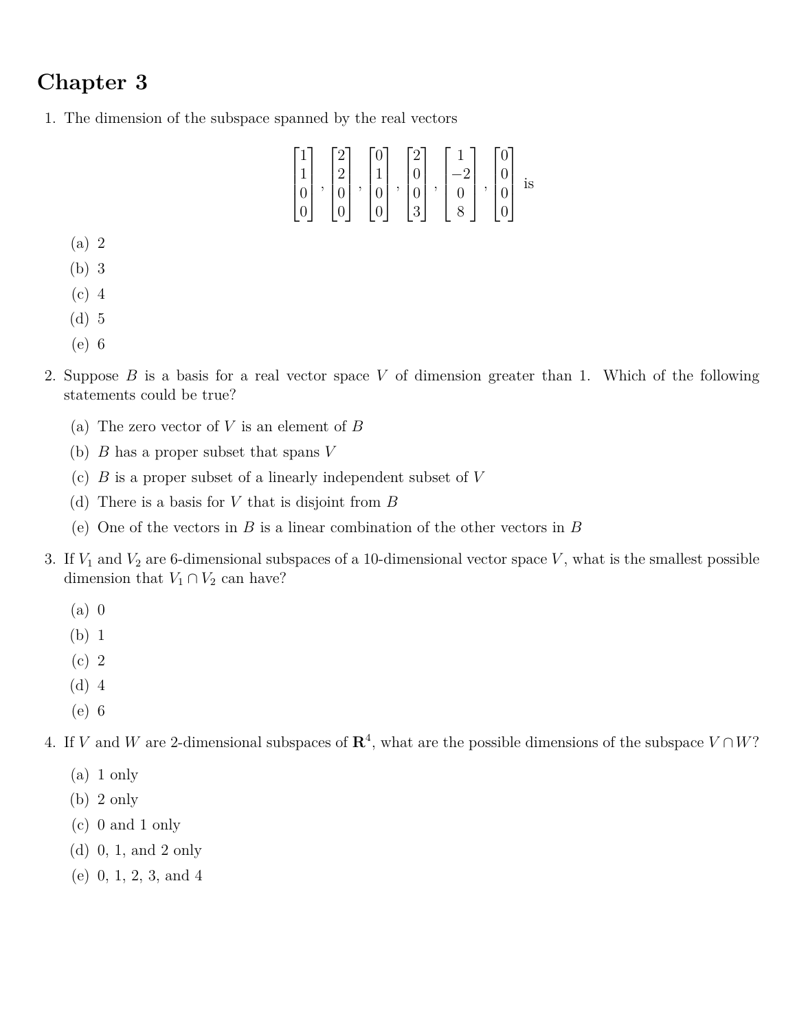# Chapter 3

1. The dimension of the subspace spanned by the real vectors

$$\begin{bmatrix} 1 \\ 1 \\ 0 \\ 0 \end{bmatrix}, \begin{bmatrix} 2 \\ 2 \\ 0 \\ 0 \end{bmatrix}, \begin{bmatrix} 0 \\ 1 \\ 0 \\ 0 \end{bmatrix}, \begin{bmatrix} 2 \\ 0 \\ 0 \\ 3 \end{bmatrix}, \begin{bmatrix} 1 \\ -2 \\ 0 \\ 8 \end{bmatrix}, \begin{bmatrix} 0 \\ 0 \\ 0 \\ 0 \end{bmatrix} \text{ is}$$

   (a) 2
   (b) 3
   (c) 4
   (d) 5
   (e) 6

2. Suppose $B$ is a basis for a real vector space $V$ of dimension greater than 1. Which of the following statements could be true?

   (a) The zero vector of $V$ is an element of $B$
   (b) $B$ has a proper subset that spans $V$
   (c) $B$ is a proper subset of a linearly independent subset of $V$
   (d) There is a basis for $V$ that is disjoint from $B$
   (e) One of the vectors in $B$ is a linear combination of the other vectors in $B$

3. If $V_1$ and $V_2$ are 6-dimensional subspaces of a 10-dimensional vector space $V$, what is the smallest possible dimension that $V_1 \cap V_2$ can have?

   (a) 0
   (b) 1
   (c) 2
   (d) 4
   (e) 6

4. If $V$ and $W$ are 2-dimensional subspaces of $\mathbf{R}^4$, what are the possible dimensions of the subspace $V \cap W$?

   (a) 1 only
   (b) 2 only
   (c) 0 and 1 only
   (d) 0, 1, and 2 only
   (e) 0, 1, 2, 3, and 4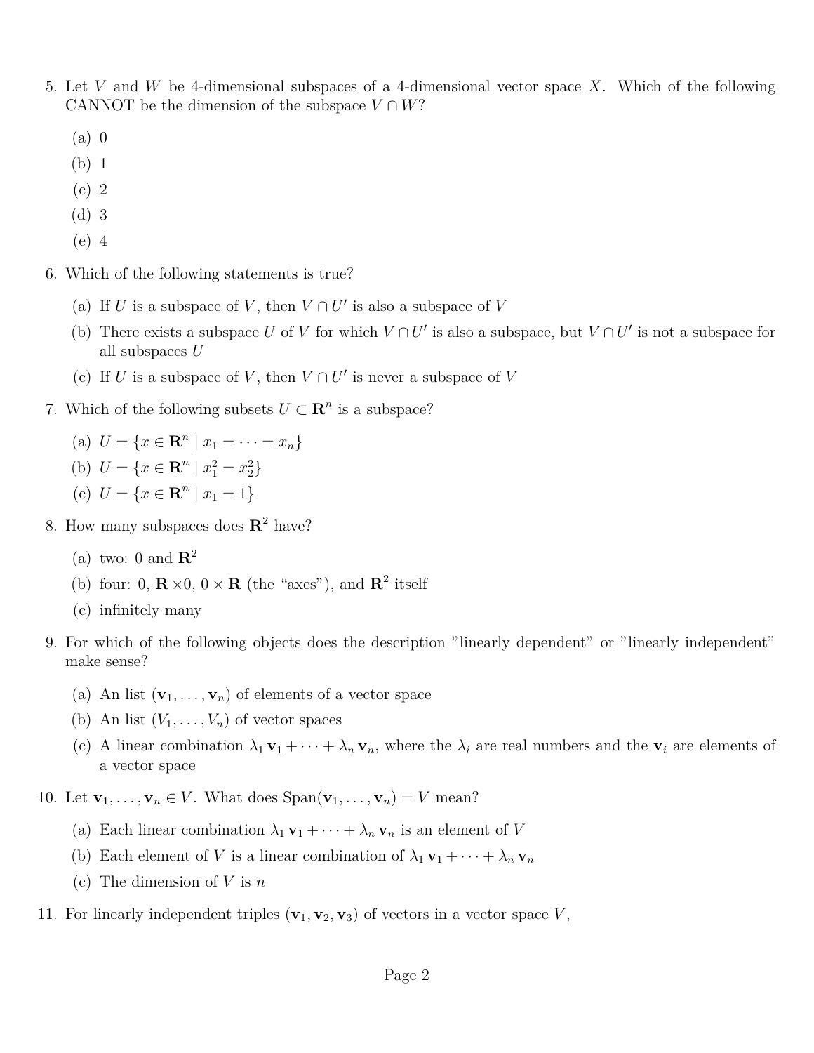5. Let $V$ and $W$ be 4-dimensional subspaces of a 4-dimensional vector space $X$. Which of the following CANNOT be the dimension of the subspace $V \cap W$?

   (a) 0

   (b) 1

   (c) 2

   (d) 3

   (e) 4

6. Which of the following statements is true?

   (a) If $U$ is a subspace of $V$, then $V \cap U'$ is also a subspace of $V$

   (b) There exists a subspace $U$ of $V$ for which $V \cap U'$ is also a subspace, but $V \cap U'$ is not a subspace for all subspaces $U$

   (c) If $U$ is a subspace of $V$, then $V \cap U'$ is never a subspace of $V$

7. Which of the following subsets $U \subset \mathbf{R}^n$ is a subspace?

   (a) $U = \{x \in \mathbf{R}^n \mid x_1 = \cdots = x_n\}$

   (b) $U = \{x \in \mathbf{R}^n \mid x_1^2 = x_2^2\}$

   (c) $U = \{x \in \mathbf{R}^n \mid x_1 = 1\}$

8. How many subspaces does $\mathbf{R}^2$ have?

   (a) two: 0 and $\mathbf{R}^2$

   (b) four: 0, $\mathbf{R} \times 0$, $0 \times \mathbf{R}$ (the "axes"), and $\mathbf{R}^2$ itself

   (c) infinitely many

9. For which of the following objects does the description "linearly dependent" or "linearly independent" make sense?

   (a) An list $(\mathbf{v}_1, \ldots, \mathbf{v}_n)$ of elements of a vector space

   (b) An list $(V_1, \ldots, V_n)$ of vector spaces

   (c) A linear combination $\lambda_1 \mathbf{v}_1 + \cdots + \lambda_n \mathbf{v}_n$, where the $\lambda_i$ are real numbers and the $\mathbf{v}_i$ are elements of a vector space

10. Let $\mathbf{v}_1, \ldots, \mathbf{v}_n \in V$. What does $\text{Span}(\mathbf{v}_1, \ldots, \mathbf{v}_n) = V$ mean?

    (a) Each linear combination $\lambda_1 \mathbf{v}_1 + \cdots + \lambda_n \mathbf{v}_n$ is an element of $V$

    (b) Each element of $V$ is a linear combination of $\lambda_1 \mathbf{v}_1 + \cdots + \lambda_n \mathbf{v}_n$

    (c) The dimension of $V$ is $n$

11. For linearly independent triples $(\mathbf{v}_1, \mathbf{v}_2, \mathbf{v}_3)$ of vectors in a vector space $V$,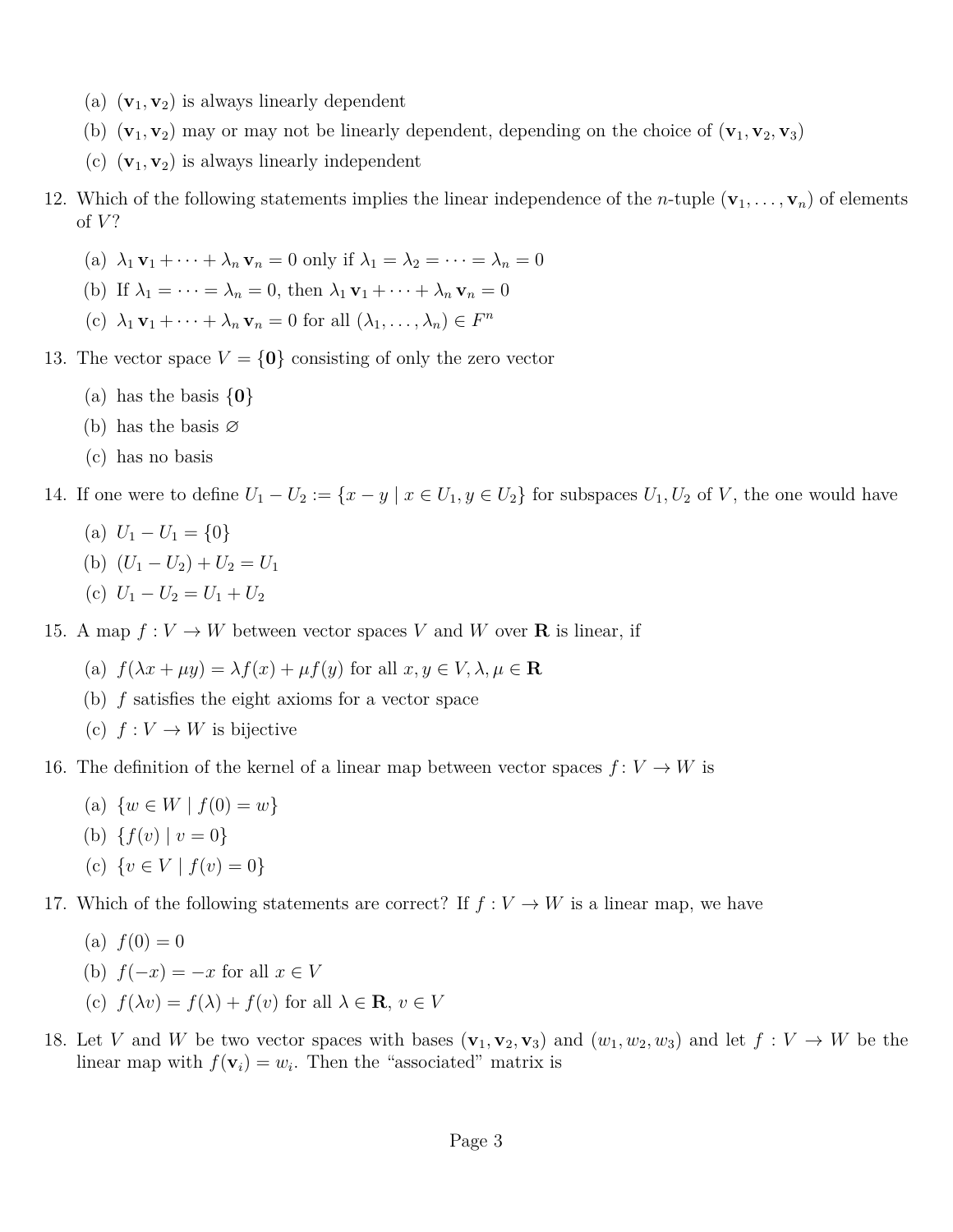(a) $(\mathbf{v}_1, \mathbf{v}_2)$ is always linearly dependent

(b) $(\mathbf{v}_1, \mathbf{v}_2)$ may or may not be linearly dependent, depending on the choice of $(\mathbf{v}_1, \mathbf{v}_2, \mathbf{v}_3)$

(c) $(\mathbf{v}_1, \mathbf{v}_2)$ is always linearly independent

12. Which of the following statements implies the linear independence of the $n$-tuple $(\mathbf{v}_1, \ldots, \mathbf{v}_n)$ of elements of $V$?

    (a) $\lambda_1 \mathbf{v}_1 + \cdots + \lambda_n \mathbf{v}_n = 0$ only if $\lambda_1 = \lambda_2 = \cdots = \lambda_n = 0$

    (b) If $\lambda_1 = \cdots = \lambda_n = 0$, then $\lambda_1 \mathbf{v}_1 + \cdots + \lambda_n \mathbf{v}_n = 0$

    (c) $\lambda_1 \mathbf{v}_1 + \cdots + \lambda_n \mathbf{v}_n = 0$ for all $(\lambda_1, \ldots, \lambda_n) \in F^n$

13. The vector space $V = \{\mathbf{0}\}$ consisting of only the zero vector

    (a) has the basis $\{\mathbf{0}\}$

    (b) has the basis $\varnothing$

    (c) has no basis

14. If one were to define $U_1 - U_2 := \{x - y \mid x \in U_1, y \in U_2\}$ for subspaces $U_1, U_2$ of $V$, the one would have

    (a) $U_1 - U_1 = \{0\}$

    (b) $(U_1 - U_2) + U_2 = U_1$

    (c) $U_1 - U_2 = U_1 + U_2$

15. A map $f : V \to W$ between vector spaces $V$ and $W$ over $\mathbf{R}$ is linear, if

    (a) $f(\lambda x + \mu y) = \lambda f(x) + \mu f(y)$ for all $x, y \in V, \lambda, \mu \in \mathbf{R}$

    (b) $f$ satisfies the eight axioms for a vector space

    (c) $f : V \to W$ is bijective

16. The definition of the kernel of a linear map between vector spaces $f\colon V \to W$ is

    (a) $\{w \in W \mid f(0) = w\}$

    (b) $\{f(v) \mid v = 0\}$

    (c) $\{v \in V \mid f(v) = 0\}$

17. Which of the following statements are correct? If $f : V \to W$ is a linear map, we have

    (a) $f(0) = 0$

    (b) $f(-x) = -x$ for all $x \in V$

    (c) $f(\lambda v) = f(\lambda) + f(v)$ for all $\lambda \in \mathbf{R}$, $v \in V$

18. Let $V$ and $W$ be two vector spaces with bases $(\mathbf{v}_1, \mathbf{v}_2, \mathbf{v}_3)$ and $(w_1, w_2, w_3)$ and let $f : V \to W$ be the linear map with $f(\mathbf{v}_i) = w_i$. Then the "associated" matrix is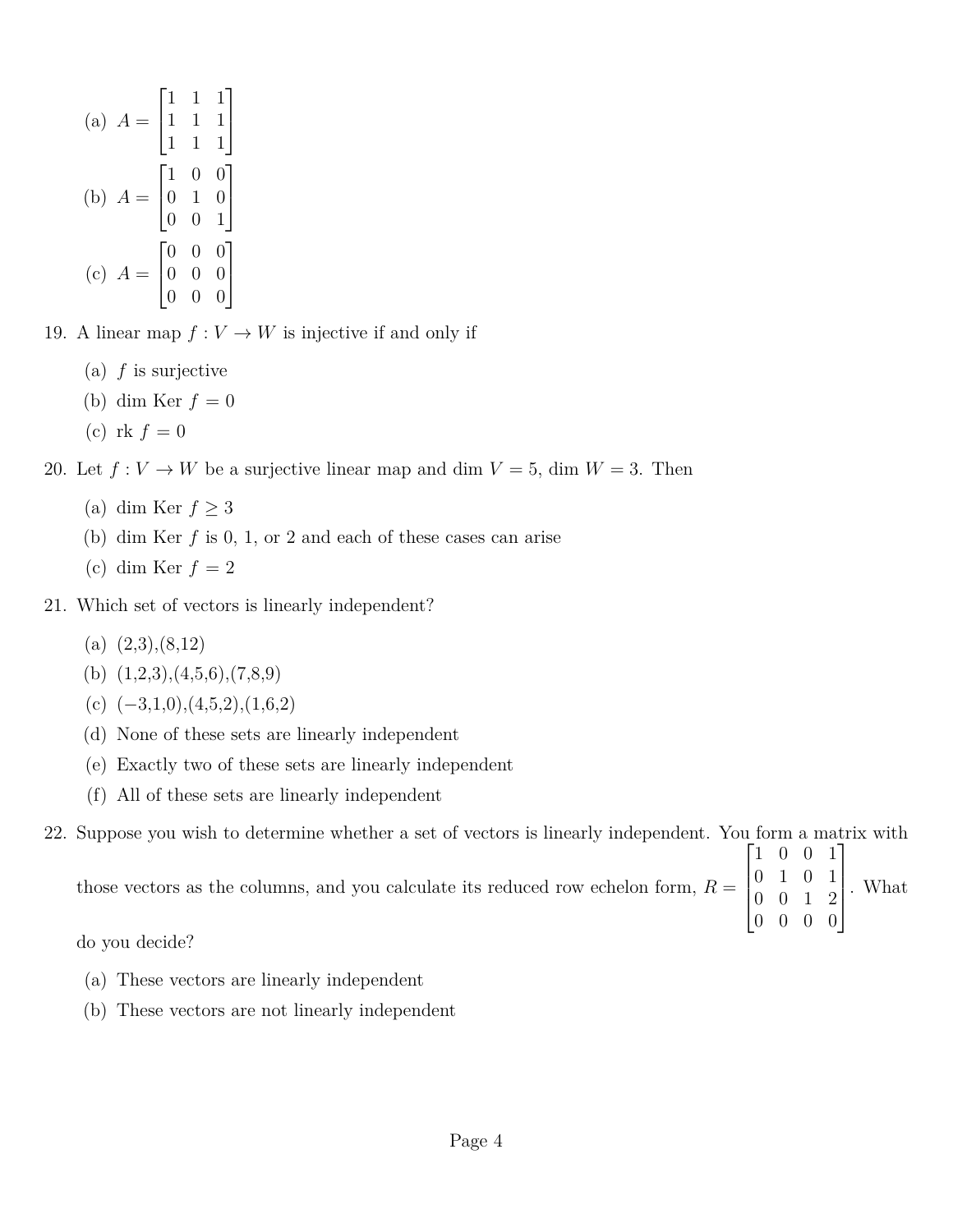(a) $A = \begin{bmatrix} 1 & 1 & 1 \\ 1 & 1 & 1 \\ 1 & 1 & 1 \end{bmatrix}$

(b) $A = \begin{bmatrix} 1 & 0 & 0 \\ 0 & 1 & 0 \\ 0 & 0 & 1 \end{bmatrix}$

(c) $A = \begin{bmatrix} 0 & 0 & 0 \\ 0 & 0 & 0 \\ 0 & 0 & 0 \end{bmatrix}$

19. A linear map $f : V \to W$ is injective if and only if

    (a) $f$ is surjective

    (b) $\dim \text{Ker } f = 0$

    (c) $\text{rk } f = 0$

20. Let $f : V \to W$ be a surjective linear map and $\dim V = 5$, $\dim W = 3$. Then

    (a) $\dim \text{Ker } f \geq 3$

    (b) $\dim \text{Ker } f$ is 0, 1, or 2 and each of these cases can arise

    (c) $\dim \text{Ker } f = 2$

21. Which set of vectors is linearly independent?

    (a) (2,3),(8,12)

    (b) (1,2,3),(4,5,6),(7,8,9)

    (c) $(-3,1,0)$,(4,5,2),(1,6,2)

    (d) None of these sets are linearly independent

    (e) Exactly two of these sets are linearly independent

    (f) All of these sets are linearly independent

22. Suppose you wish to determine whether a set of vectors is linearly independent. You form a matrix with those vectors as the columns, and you calculate its reduced row echelon form, $R = \begin{bmatrix} 1 & 0 & 0 & 1 \\ 0 & 1 & 0 & 1 \\ 0 & 0 & 1 & 2 \\ 0 & 0 & 0 & 0 \end{bmatrix}$. What do you decide?

    (a) These vectors are linearly independent

    (b) These vectors are not linearly independent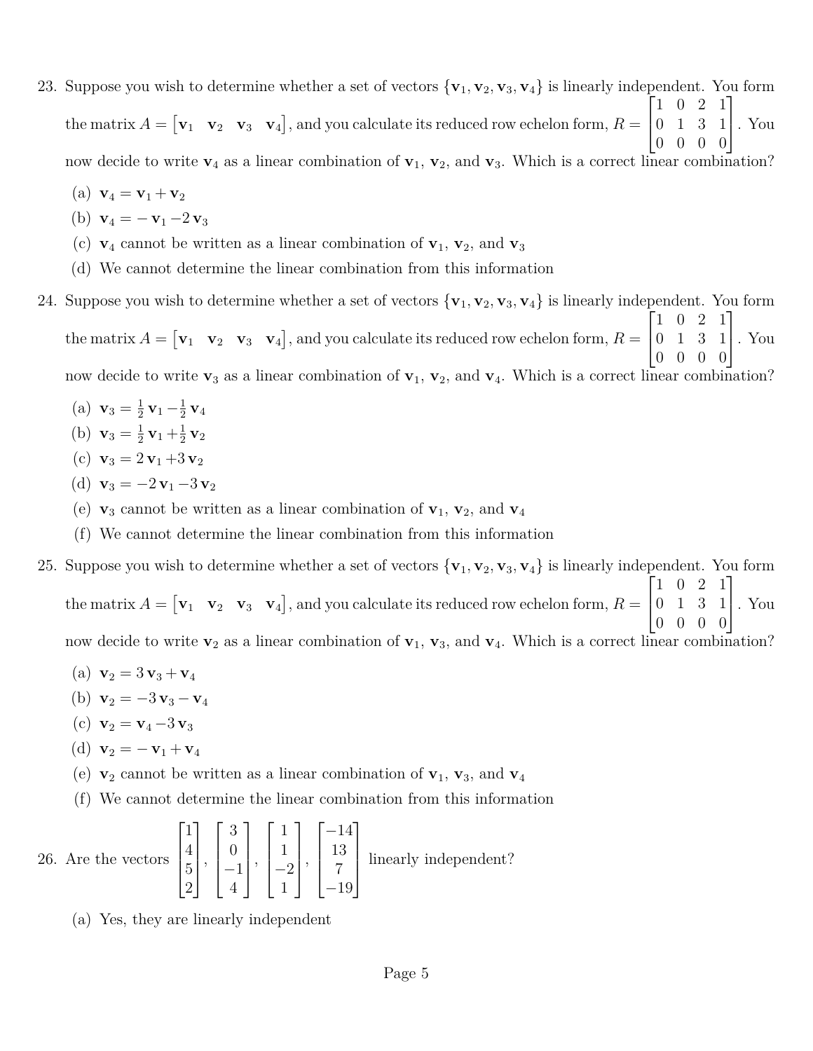23. Suppose you wish to determine whether a set of vectors $\{\mathbf{v}_1, \mathbf{v}_2, \mathbf{v}_3, \mathbf{v}_4\}$ is linearly independent. You form the matrix $A = \begin{bmatrix} \mathbf{v}_1 & \mathbf{v}_2 & \mathbf{v}_3 & \mathbf{v}_4 \end{bmatrix}$, and you calculate its reduced row echelon form, $R = \begin{bmatrix} 1 & 0 & 2 & 1 \\ 0 & 1 & 3 & 1 \\ 0 & 0 & 0 & 0 \end{bmatrix}$. You now decide to write $\mathbf{v}_4$ as a linear combination of $\mathbf{v}_1$, $\mathbf{v}_2$, and $\mathbf{v}_3$. Which is a correct linear combination?

   (a) $\mathbf{v}_4 = \mathbf{v}_1 + \mathbf{v}_2$

   (b) $\mathbf{v}_4 = -\mathbf{v}_1 - 2\mathbf{v}_3$

   (c) $\mathbf{v}_4$ cannot be written as a linear combination of $\mathbf{v}_1$, $\mathbf{v}_2$, and $\mathbf{v}_3$

   (d) We cannot determine the linear combination from this information

24. Suppose you wish to determine whether a set of vectors $\{\mathbf{v}_1, \mathbf{v}_2, \mathbf{v}_3, \mathbf{v}_4\}$ is linearly independent. You form the matrix $A = \begin{bmatrix} \mathbf{v}_1 & \mathbf{v}_2 & \mathbf{v}_3 & \mathbf{v}_4 \end{bmatrix}$, and you calculate its reduced row echelon form, $R = \begin{bmatrix} 1 & 0 & 2 & 1 \\ 0 & 1 & 3 & 1 \\ 0 & 0 & 0 & 0 \end{bmatrix}$. You now decide to write $\mathbf{v}_3$ as a linear combination of $\mathbf{v}_1$, $\mathbf{v}_2$, and $\mathbf{v}_4$. Which is a correct linear combination?

   (a) $\mathbf{v}_3 = \frac{1}{2}\mathbf{v}_1 - \frac{1}{2}\mathbf{v}_4$

   (b) $\mathbf{v}_3 = \frac{1}{2}\mathbf{v}_1 + \frac{1}{2}\mathbf{v}_2$

   (c) $\mathbf{v}_3 = 2\mathbf{v}_1 + 3\mathbf{v}_2$

   (d) $\mathbf{v}_3 = -2\mathbf{v}_1 - 3\mathbf{v}_2$

   (e) $\mathbf{v}_3$ cannot be written as a linear combination of $\mathbf{v}_1$, $\mathbf{v}_2$, and $\mathbf{v}_4$

   (f) We cannot determine the linear combination from this information

25. Suppose you wish to determine whether a set of vectors $\{\mathbf{v}_1, \mathbf{v}_2, \mathbf{v}_3, \mathbf{v}_4\}$ is linearly independent. You form the matrix $A = \begin{bmatrix} \mathbf{v}_1 & \mathbf{v}_2 & \mathbf{v}_3 & \mathbf{v}_4 \end{bmatrix}$, and you calculate its reduced row echelon form, $R = \begin{bmatrix} 1 & 0 & 2 & 1 \\ 0 & 1 & 3 & 1 \\ 0 & 0 & 0 & 0 \end{bmatrix}$. You now decide to write $\mathbf{v}_2$ as a linear combination of $\mathbf{v}_1$, $\mathbf{v}_3$, and $\mathbf{v}_4$. Which is a correct linear combination?

   (a) $\mathbf{v}_2 = 3\mathbf{v}_3 + \mathbf{v}_4$

   (b) $\mathbf{v}_2 = -3\mathbf{v}_3 - \mathbf{v}_4$

   (c) $\mathbf{v}_2 = \mathbf{v}_4 - 3\mathbf{v}_3$

   (d) $\mathbf{v}_2 = -\mathbf{v}_1 + \mathbf{v}_4$

   (e) $\mathbf{v}_2$ cannot be written as a linear combination of $\mathbf{v}_1$, $\mathbf{v}_3$, and $\mathbf{v}_4$

   (f) We cannot determine the linear combination from this information

26. Are the vectors $\begin{bmatrix} 1 \\ 4 \\ 5 \\ 2 \end{bmatrix}, \begin{bmatrix} 3 \\ 0 \\ -1 \\ 4 \end{bmatrix}, \begin{bmatrix} 1 \\ 1 \\ -2 \\ 1 \end{bmatrix}, \begin{bmatrix} -14 \\ 13 \\ 7 \\ -19 \end{bmatrix}$ linearly independent?

   (a) Yes, they are linearly independent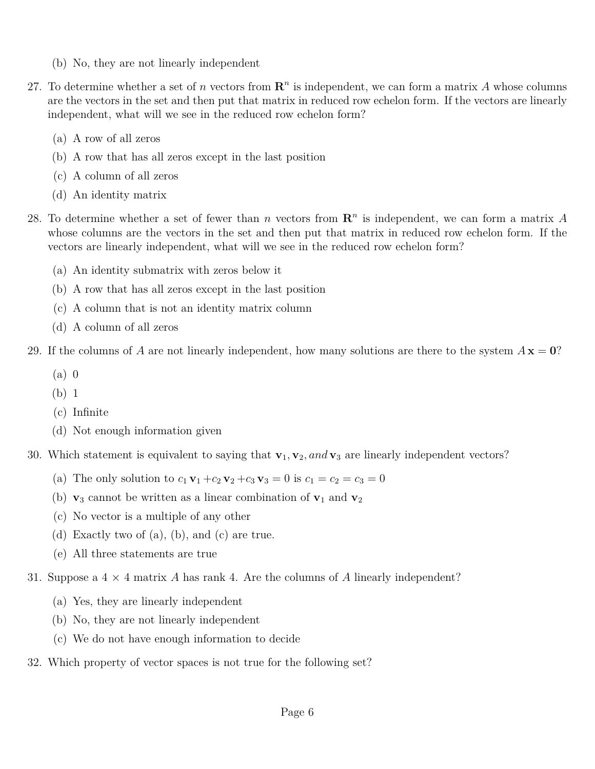(b) No, they are not linearly independent

27. To determine whether a set of $n$ vectors from $\mathbf{R}^n$ is independent, we can form a matrix $A$ whose columns are the vectors in the set and then put that matrix in reduced row echelon form. If the vectors are linearly independent, what will we see in the reduced row echelon form?

    (a) A row of all zeros

    (b) A row that has all zeros except in the last position

    (c) A column of all zeros

    (d) An identity matrix

28. To determine whether a set of fewer than $n$ vectors from $\mathbf{R}^n$ is independent, we can form a matrix $A$ whose columns are the vectors in the set and then put that matrix in reduced row echelon form. If the vectors are linearly independent, what will we see in the reduced row echelon form?

    (a) An identity submatrix with zeros below it

    (b) A row that has all zeros except in the last position

    (c) A column that is not an identity matrix column

    (d) A column of all zeros

29. If the columns of $A$ are not linearly independent, how many solutions are there to the system $A\mathbf{x} = \mathbf{0}$?

    (a) 0

    (b) 1

    (c) Infinite

    (d) Not enough information given

30. Which statement is equivalent to saying that $\mathbf{v}_1, \mathbf{v}_2, and\, \mathbf{v}_3$ are linearly independent vectors?

    (a) The only solution to $c_1\mathbf{v}_1 + c_2\mathbf{v}_2 + c_3\mathbf{v}_3 = 0$ is $c_1 = c_2 = c_3 = 0$

    (b) $\mathbf{v}_3$ cannot be written as a linear combination of $\mathbf{v}_1$ and $\mathbf{v}_2$

    (c) No vector is a multiple of any other

    (d) Exactly two of (a), (b), and (c) are true.

    (e) All three statements are true

31. Suppose a $4 \times 4$ matrix $A$ has rank 4. Are the columns of $A$ linearly independent?

    (a) Yes, they are linearly independent

    (b) No, they are not linearly independent

    (c) We do not have enough information to decide

32. Which property of vector spaces is not true for the following set?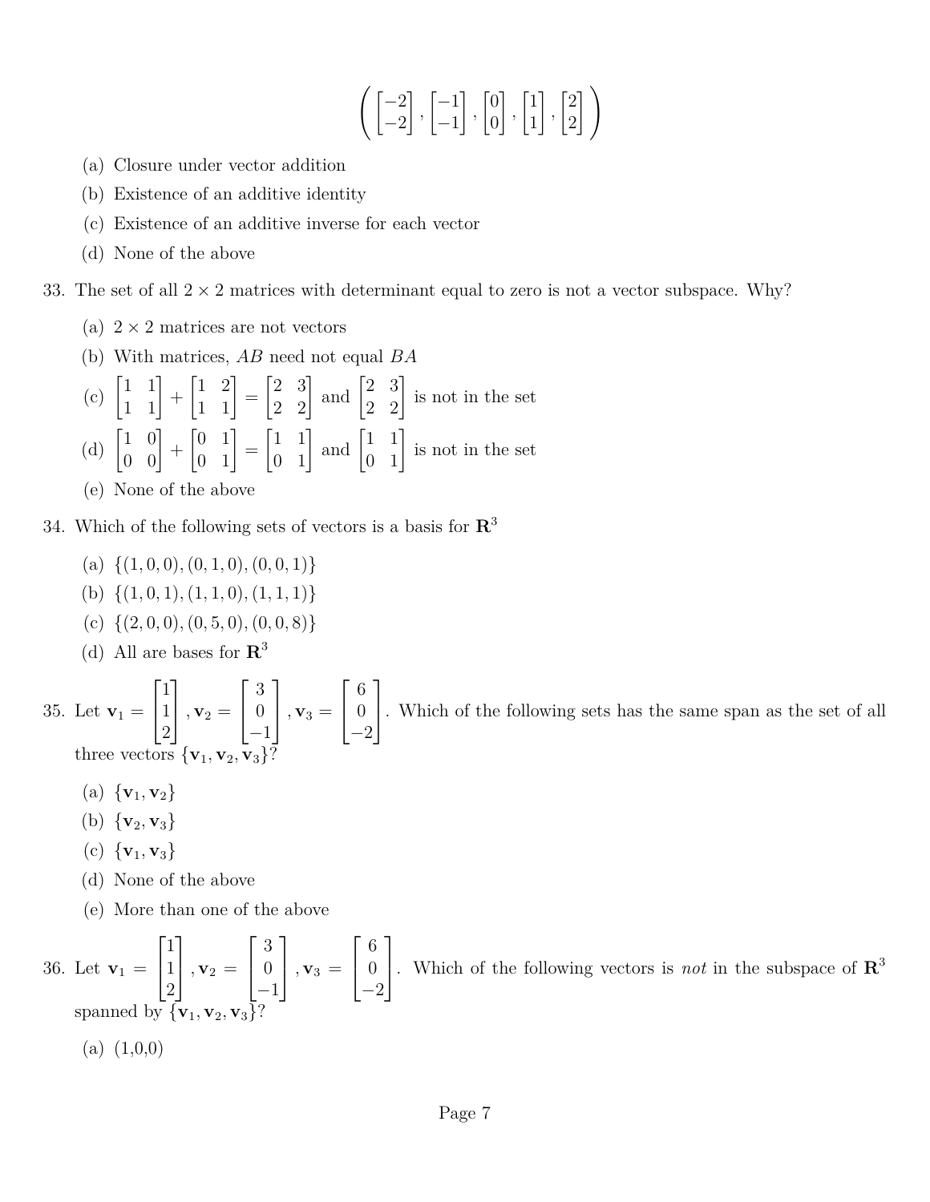$$\left( \begin{bmatrix} -2 \\ -2 \end{bmatrix}, \begin{bmatrix} -1 \\ -1 \end{bmatrix}, \begin{bmatrix} 0 \\ 0 \end{bmatrix}, \begin{bmatrix} 1 \\ 1 \end{bmatrix}, \begin{bmatrix} 2 \\ 2 \end{bmatrix} \right)$$

(a) Closure under vector addition

(b) Existence of an additive identity

(c) Existence of an additive inverse for each vector

(d) None of the above

33. The set of all $2 \times 2$ matrices with determinant equal to zero is not a vector subspace. Why?

(a) $2 \times 2$ matrices are not vectors

(b) With matrices, $AB$ need not equal $BA$

(c) $\begin{bmatrix} 1 & 1 \\ 1 & 1 \end{bmatrix} + \begin{bmatrix} 1 & 2 \\ 1 & 1 \end{bmatrix} = \begin{bmatrix} 2 & 3 \\ 2 & 2 \end{bmatrix}$ and $\begin{bmatrix} 2 & 3 \\ 2 & 2 \end{bmatrix}$ is not in the set

(d) $\begin{bmatrix} 1 & 0 \\ 0 & 0 \end{bmatrix} + \begin{bmatrix} 0 & 1 \\ 0 & 1 \end{bmatrix} = \begin{bmatrix} 1 & 1 \\ 0 & 1 \end{bmatrix}$ and $\begin{bmatrix} 1 & 1 \\ 0 & 1 \end{bmatrix}$ is not in the set

(e) None of the above

34. Which of the following sets of vectors is a basis for $\mathbf{R}^3$

(a) $\{(1, 0, 0), (0, 1, 0), (0, 0, 1)\}$

(b) $\{(1, 0, 1), (1, 1, 0), (1, 1, 1)\}$

(c) $\{(2, 0, 0), (0, 5, 0), (0, 0, 8)\}$

(d) All are bases for $\mathbf{R}^3$

35. Let $\mathbf{v}_1 = \begin{bmatrix} 1 \\ 1 \\ 2 \end{bmatrix}, \mathbf{v}_2 = \begin{bmatrix} 3 \\ 0 \\ -1 \end{bmatrix}, \mathbf{v}_3 = \begin{bmatrix} 6 \\ 0 \\ -2 \end{bmatrix}$. Which of the following sets has the same span as the set of all three vectors $\{\mathbf{v}_1, \mathbf{v}_2, \mathbf{v}_3\}$?

(a) $\{\mathbf{v}_1, \mathbf{v}_2\}$

(b) $\{\mathbf{v}_2, \mathbf{v}_3\}$

(c) $\{\mathbf{v}_1, \mathbf{v}_3\}$

(d) None of the above

(e) More than one of the above

36. Let $\mathbf{v}_1 = \begin{bmatrix} 1 \\ 1 \\ 2 \end{bmatrix}, \mathbf{v}_2 = \begin{bmatrix} 3 \\ 0 \\ -1 \end{bmatrix}, \mathbf{v}_3 = \begin{bmatrix} 6 \\ 0 \\ -2 \end{bmatrix}$. Which of the following vectors is *not* in the subspace of $\mathbf{R}^3$ spanned by $\{\mathbf{v}_1, \mathbf{v}_2, \mathbf{v}_3\}$?

(a) (1,0,0)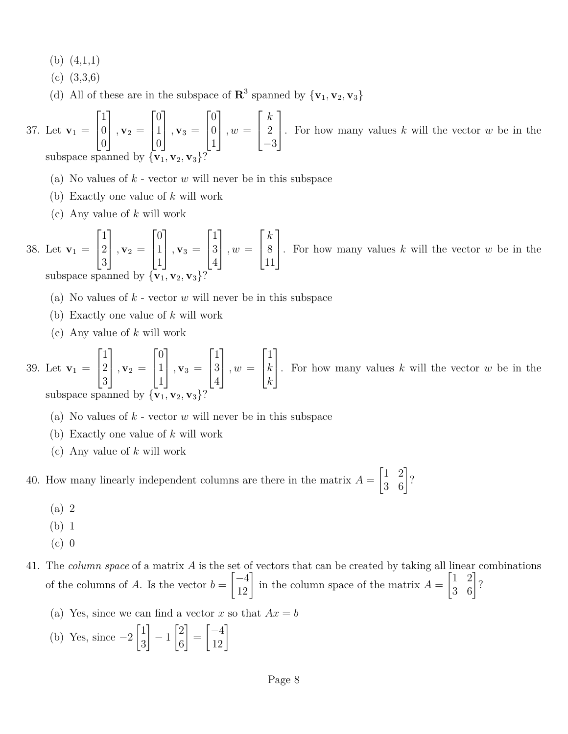(b) (4,1,1)

(c) (3,3,6)

(d) All of these are in the subspace of $\mathbf{R}^3$ spanned by $\{\mathbf{v}_1, \mathbf{v}_2, \mathbf{v}_3\}$

37. Let $\mathbf{v}_1 = \begin{bmatrix}1\\0\\0\end{bmatrix}, \mathbf{v}_2 = \begin{bmatrix}0\\1\\0\end{bmatrix}, \mathbf{v}_3 = \begin{bmatrix}0\\0\\1\end{bmatrix}, w = \begin{bmatrix}k\\2\\-3\end{bmatrix}$. For how many values $k$ will the vector $w$ be in the subspace spanned by $\{\mathbf{v}_1, \mathbf{v}_2, \mathbf{v}_3\}$?

(a) No values of $k$ - vector $w$ will never be in this subspace

(b) Exactly one value of $k$ will work

(c) Any value of $k$ will work

38. Let $\mathbf{v}_1 = \begin{bmatrix}1\\2\\3\end{bmatrix}, \mathbf{v}_2 = \begin{bmatrix}0\\1\\1\end{bmatrix}, \mathbf{v}_3 = \begin{bmatrix}1\\3\\4\end{bmatrix}, w = \begin{bmatrix}k\\8\\11\end{bmatrix}$. For how many values $k$ will the vector $w$ be in the subspace spanned by $\{\mathbf{v}_1, \mathbf{v}_2, \mathbf{v}_3\}$?

(a) No values of $k$ - vector $w$ will never be in this subspace

(b) Exactly one value of $k$ will work

(c) Any value of $k$ will work

39. Let $\mathbf{v}_1 = \begin{bmatrix}1\\2\\3\end{bmatrix}, \mathbf{v}_2 = \begin{bmatrix}0\\1\\1\end{bmatrix}, \mathbf{v}_3 = \begin{bmatrix}1\\3\\4\end{bmatrix}, w = \begin{bmatrix}1\\k\\k\end{bmatrix}$. For how many values $k$ will the vector $w$ be in the subspace spanned by $\{\mathbf{v}_1, \mathbf{v}_2, \mathbf{v}_3\}$?

(a) No values of $k$ - vector $w$ will never be in this subspace

(b) Exactly one value of $k$ will work

(c) Any value of $k$ will work

40. How many linearly independent columns are there in the matrix $A = \begin{bmatrix}1 & 2\\3 & 6\end{bmatrix}$?

(a) 2

(b) 1

(c) 0

41. The *column space* of a matrix $A$ is the set of vectors that can be created by taking all linear combinations of the columns of $A$. Is the vector $b = \begin{bmatrix}-4\\12\end{bmatrix}$ in the column space of the matrix $A = \begin{bmatrix}1 & 2\\3 & 6\end{bmatrix}$?

(a) Yes, since we can find a vector $x$ so that $Ax = b$

(b) Yes, since $-2\begin{bmatrix}1\\3\end{bmatrix} - 1\begin{bmatrix}2\\6\end{bmatrix} = \begin{bmatrix}-4\\12\end{bmatrix}$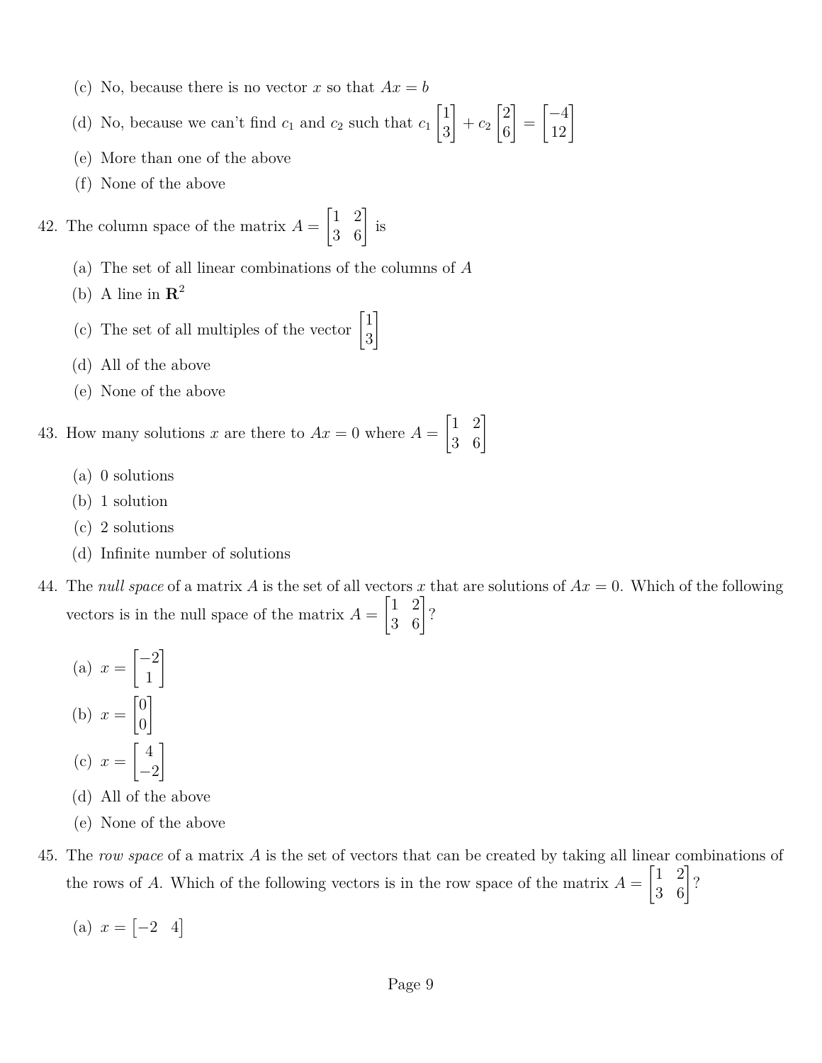(c) No, because there is no vector $x$ so that $Ax = b$

(d) No, because we can't find $c_1$ and $c_2$ such that $c_1 \begin{bmatrix} 1 \\ 3 \end{bmatrix} + c_2 \begin{bmatrix} 2 \\ 6 \end{bmatrix} = \begin{bmatrix} -4 \\ 12 \end{bmatrix}$

(e) More than one of the above

(f) None of the above

42. The column space of the matrix $A = \begin{bmatrix} 1 & 2 \\ 3 & 6 \end{bmatrix}$ is

   (a) The set of all linear combinations of the columns of $A$

   (b) A line in $\mathbf{R}^2$

   (c) The set of all multiples of the vector $\begin{bmatrix} 1 \\ 3 \end{bmatrix}$

   (d) All of the above

   (e) None of the above

43. How many solutions $x$ are there to $Ax = 0$ where $A = \begin{bmatrix} 1 & 2 \\ 3 & 6 \end{bmatrix}$

   (a) 0 solutions

   (b) 1 solution

   (c) 2 solutions

   (d) Infinite number of solutions

44. The *null space* of a matrix $A$ is the set of all vectors $x$ that are solutions of $Ax = 0$. Which of the following vectors is in the null space of the matrix $A = \begin{bmatrix} 1 & 2 \\ 3 & 6 \end{bmatrix}$?

   (a) $x = \begin{bmatrix} -2 \\ 1 \end{bmatrix}$

   (b) $x = \begin{bmatrix} 0 \\ 0 \end{bmatrix}$

   (c) $x = \begin{bmatrix} 4 \\ -2 \end{bmatrix}$

   (d) All of the above

   (e) None of the above

45. The *row space* of a matrix $A$ is the set of vectors that can be created by taking all linear combinations of the rows of $A$. Which of the following vectors is in the row space of the matrix $A = \begin{bmatrix} 1 & 2 \\ 3 & 6 \end{bmatrix}$?

   (a) $x = \begin{bmatrix} -2 & 4 \end{bmatrix}$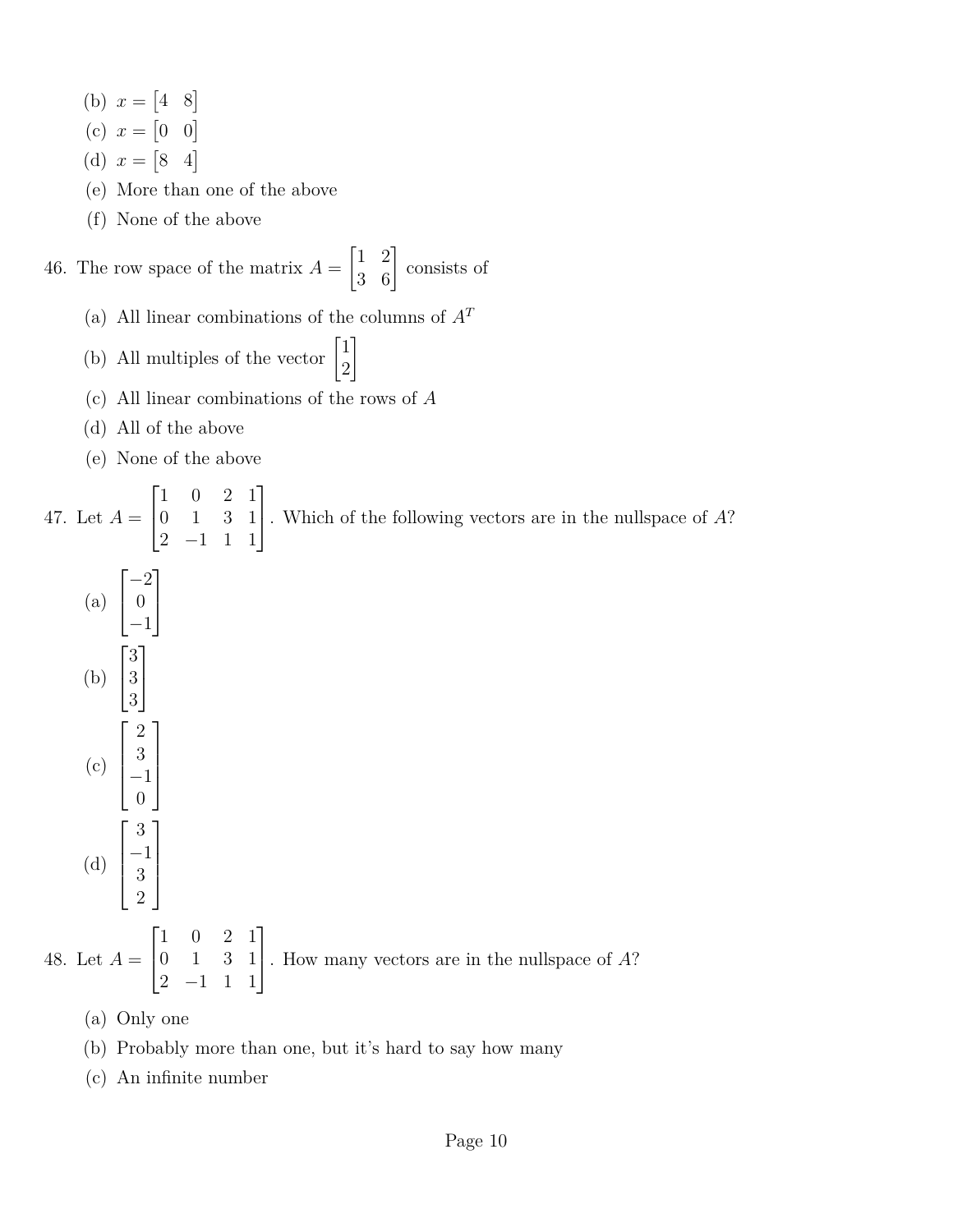(b) $x = \begin{bmatrix} 4 & 8 \end{bmatrix}$

(c) $x = \begin{bmatrix} 0 & 0 \end{bmatrix}$

(d) $x = \begin{bmatrix} 8 & 4 \end{bmatrix}$

(e) More than one of the above

(f) None of the above

46. The row space of the matrix $A = \begin{bmatrix} 1 & 2 \\ 3 & 6 \end{bmatrix}$ consists of

  (a) All linear combinations of the columns of $A^T$

  (b) All multiples of the vector $\begin{bmatrix} 1 \\ 2 \end{bmatrix}$

  (c) All linear combinations of the rows of $A$

  (d) All of the above

  (e) None of the above

47. Let $A = \begin{bmatrix} 1 & 0 & 2 & 1 \\ 0 & 1 & 3 & 1 \\ 2 & -1 & 1 & 1 \end{bmatrix}$. Which of the following vectors are in the nullspace of $A$?

  (a) $\begin{bmatrix} -2 \\ 0 \\ -1 \end{bmatrix}$

  (b) $\begin{bmatrix} 3 \\ 3 \\ 3 \end{bmatrix}$

  (c) $\begin{bmatrix} 2 \\ 3 \\ -1 \\ 0 \end{bmatrix}$

  (d) $\begin{bmatrix} 3 \\ -1 \\ 3 \\ 2 \end{bmatrix}$

48. Let $A = \begin{bmatrix} 1 & 0 & 2 & 1 \\ 0 & 1 & 3 & 1 \\ 2 & -1 & 1 & 1 \end{bmatrix}$. How many vectors are in the nullspace of $A$?

  (a) Only one

  (b) Probably more than one, but it's hard to say how many

  (c) An infinite number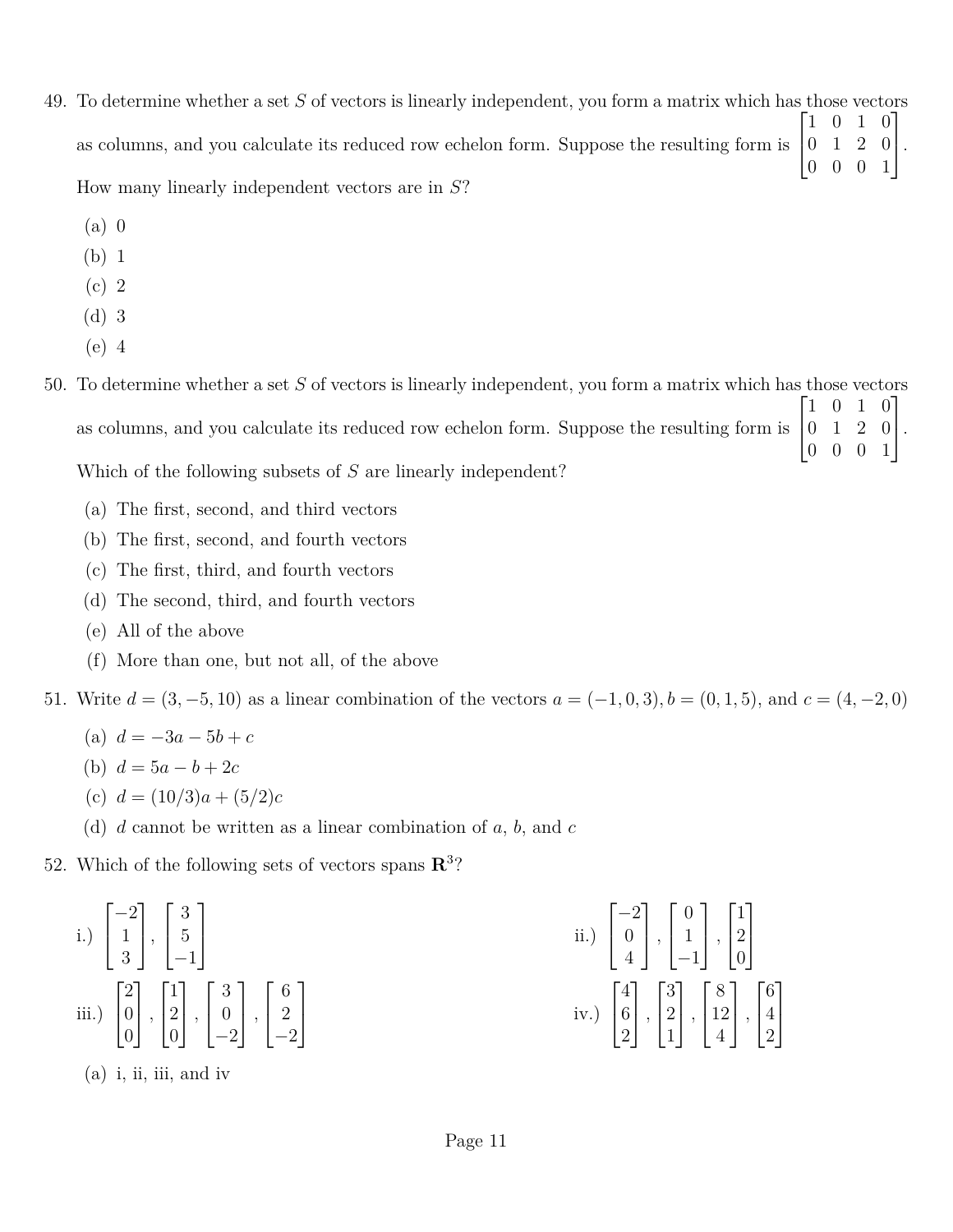49. To determine whether a set $S$ of vectors is linearly independent, you form a matrix which has those vectors as columns, and you calculate its reduced row echelon form. Suppose the resulting form is $\begin{bmatrix} 1 & 0 & 1 & 0 \\ 0 & 1 & 2 & 0 \\ 0 & 0 & 0 & 1 \end{bmatrix}$. How many linearly independent vectors are in $S$?

   (a) 0
   (b) 1
   (c) 2
   (d) 3
   (e) 4

50. To determine whether a set $S$ of vectors is linearly independent, you form a matrix which has those vectors as columns, and you calculate its reduced row echelon form. Suppose the resulting form is $\begin{bmatrix} 1 & 0 & 1 & 0 \\ 0 & 1 & 2 & 0 \\ 0 & 0 & 0 & 1 \end{bmatrix}$. Which of the following subsets of $S$ are linearly independent?

   (a) The first, second, and third vectors
   (b) The first, second, and fourth vectors
   (c) The first, third, and fourth vectors
   (d) The second, third, and fourth vectors
   (e) All of the above
   (f) More than one, but not all, of the above

51. Write $d = (3, -5, 10)$ as a linear combination of the vectors $a = (-1, 0, 3), b = (0, 1, 5)$, and $c = (4, -2, 0)$

   (a) $d = -3a - 5b + c$
   (b) $d = 5a - b + 2c$
   (c) $d = (10/3)a + (5/2)c$
   (d) $d$ cannot be written as a linear combination of $a$, $b$, and $c$

52. Which of the following sets of vectors spans $\mathbf{R}^3$?

   i.) $\begin{bmatrix} -2 \\ 1 \\ 3 \end{bmatrix}, \begin{bmatrix} 3 \\ 5 \\ -1 \end{bmatrix}$

   ii.) $\begin{bmatrix} -2 \\ 0 \\ 4 \end{bmatrix}, \begin{bmatrix} 0 \\ 1 \\ -1 \end{bmatrix}, \begin{bmatrix} 1 \\ 2 \\ 0 \end{bmatrix}$

   iii.) $\begin{bmatrix} 2 \\ 0 \\ 0 \end{bmatrix}, \begin{bmatrix} 1 \\ 2 \\ 0 \end{bmatrix}, \begin{bmatrix} 3 \\ 0 \\ -2 \end{bmatrix}, \begin{bmatrix} 6 \\ 2 \\ -2 \end{bmatrix}$

   iv.) $\begin{bmatrix} 4 \\ 6 \\ 2 \end{bmatrix}, \begin{bmatrix} 3 \\ 2 \\ 1 \end{bmatrix}, \begin{bmatrix} 8 \\ 12 \\ 4 \end{bmatrix}, \begin{bmatrix} 6 \\ 4 \\ 2 \end{bmatrix}$

   (a) i, ii, iii, and iv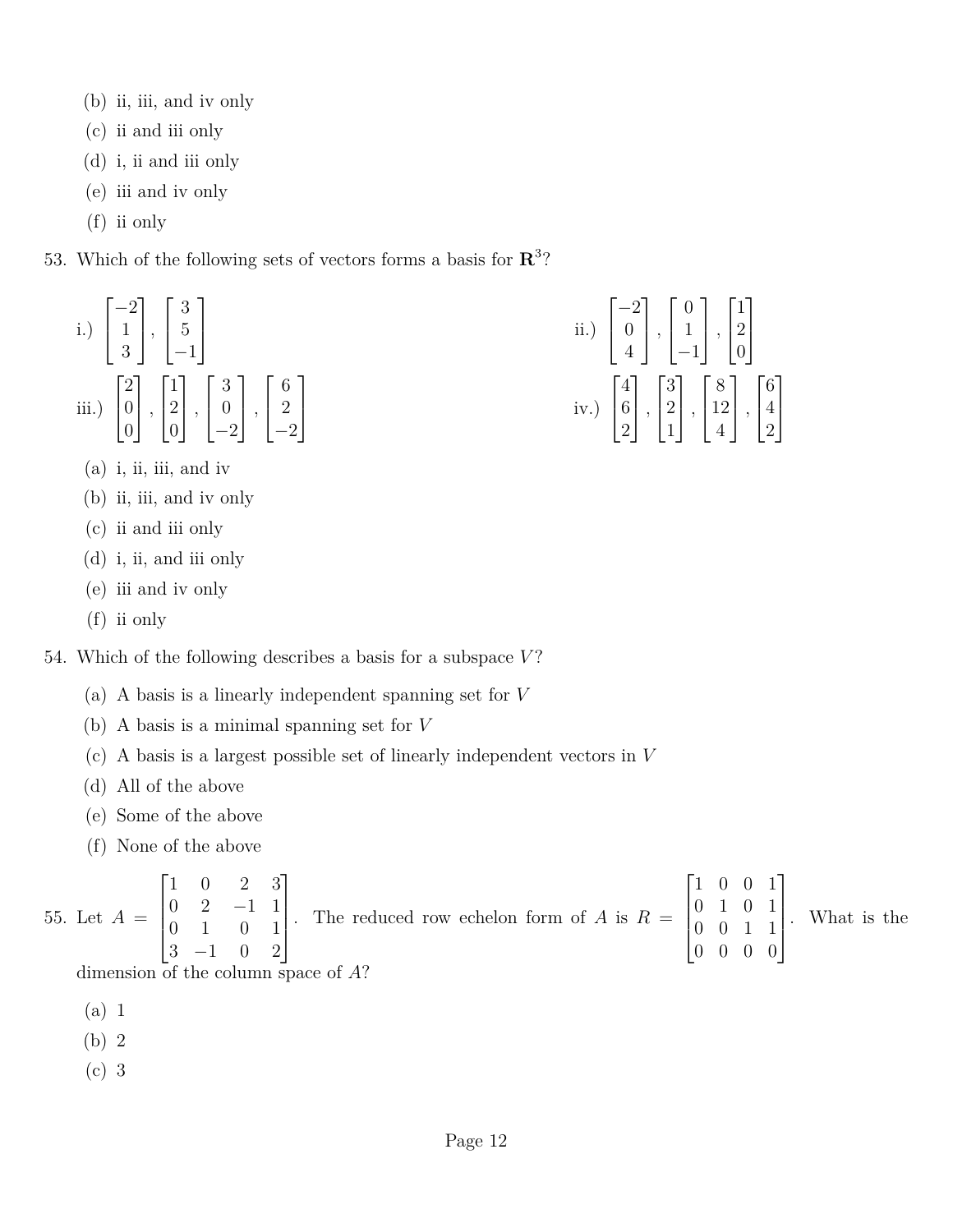(b) ii, iii, and iv only

(c) ii and iii only

(d) i, ii and iii only

(e) iii and iv only

(f) ii only

53. Which of the following sets of vectors forms a basis for $\mathbf{R}^3$?

i.) $\begin{bmatrix} -2 \\ 1 \\ 3 \end{bmatrix}, \begin{bmatrix} 3 \\ 5 \\ -1 \end{bmatrix}$

ii.) $\begin{bmatrix} -2 \\ 0 \\ 4 \end{bmatrix}, \begin{bmatrix} 0 \\ 1 \\ -1 \end{bmatrix}, \begin{bmatrix} 1 \\ 2 \\ 0 \end{bmatrix}$

iii.) $\begin{bmatrix} 2 \\ 0 \\ 0 \end{bmatrix}, \begin{bmatrix} 1 \\ 2 \\ 0 \end{bmatrix}, \begin{bmatrix} 3 \\ 0 \\ -2 \end{bmatrix}, \begin{bmatrix} 6 \\ 2 \\ -2 \end{bmatrix}$

iv.) $\begin{bmatrix} 4 \\ 6 \\ 2 \end{bmatrix}, \begin{bmatrix} 3 \\ 2 \\ 1 \end{bmatrix}, \begin{bmatrix} 8 \\ 12 \\ 4 \end{bmatrix}, \begin{bmatrix} 6 \\ 4 \\ 2 \end{bmatrix}$

(a) i, ii, iii, and iv

(b) ii, iii, and iv only

(c) ii and iii only

(d) i, ii, and iii only

(e) iii and iv only

(f) ii only

54. Which of the following describes a basis for a subspace $V$?

(a) A basis is a linearly independent spanning set for $V$

(b) A basis is a minimal spanning set for $V$

(c) A basis is a largest possible set of linearly independent vectors in $V$

(d) All of the above

(e) Some of the above

(f) None of the above

55. Let $A = \begin{bmatrix} 1 & 0 & 2 & 3 \\ 0 & 2 & -1 & 1 \\ 0 & 1 & 0 & 1 \\ 3 & -1 & 0 & 2 \end{bmatrix}$. The reduced row echelon form of $A$ is $R = \begin{bmatrix} 1 & 0 & 0 & 1 \\ 0 & 1 & 0 & 1 \\ 0 & 0 & 1 & 1 \\ 0 & 0 & 0 & 0 \end{bmatrix}$. What is the dimension of the column space of $A$?

(a) 1

(b) 2

(c) 3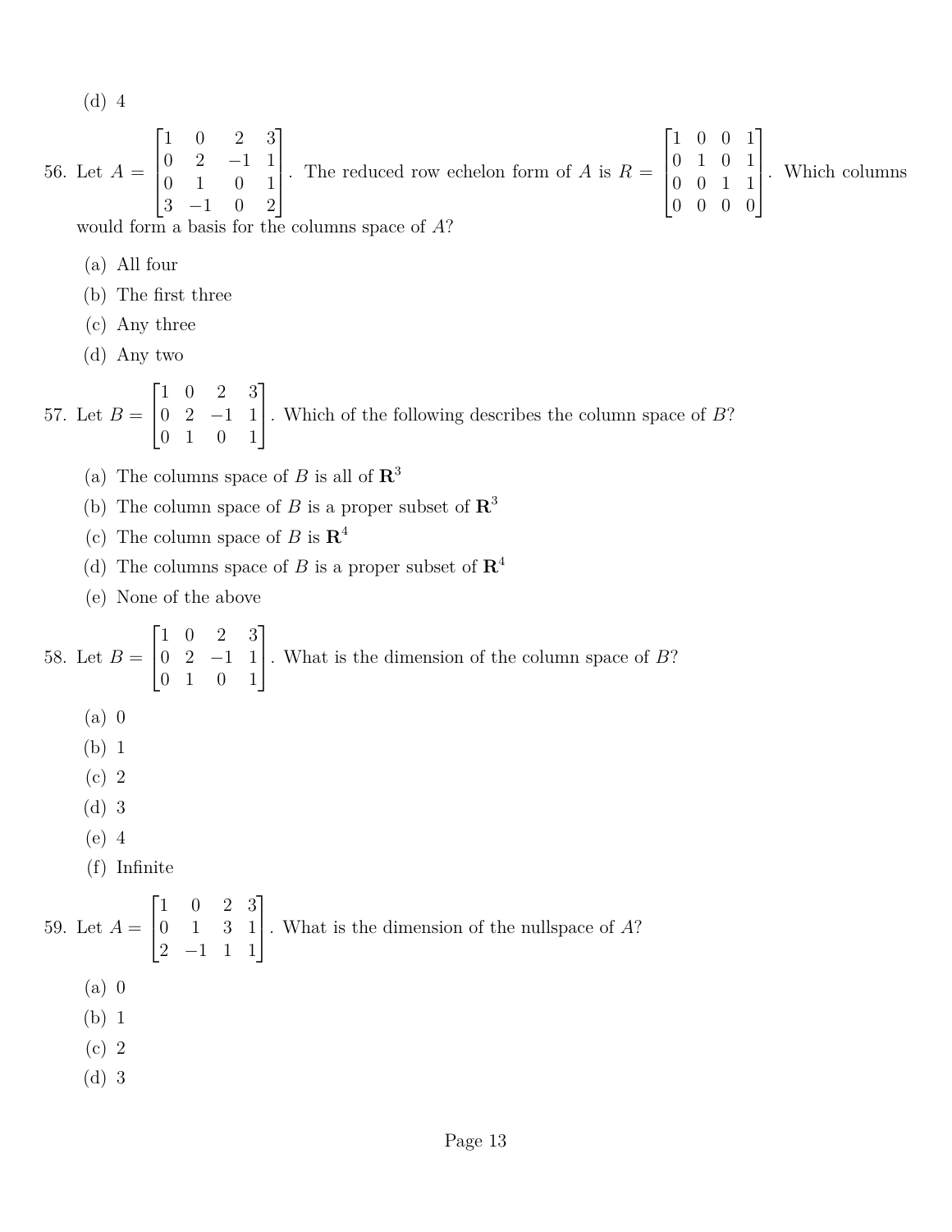(d) 4

56. Let $A = \begin{bmatrix} 1 & 0 & 2 & 3 \\ 0 & 2 & -1 & 1 \\ 0 & 1 & 0 & 1 \\ 3 & -1 & 0 & 2 \end{bmatrix}$. The reduced row echelon form of $A$ is $R = \begin{bmatrix} 1 & 0 & 0 & 1 \\ 0 & 1 & 0 & 1 \\ 0 & 0 & 1 & 1 \\ 0 & 0 & 0 & 0 \end{bmatrix}$. Which columns would form a basis for the columns space of $A$?

   (a) All four
   (b) The first three
   (c) Any three
   (d) Any two

57. Let $B = \begin{bmatrix} 1 & 0 & 2 & 3 \\ 0 & 2 & -1 & 1 \\ 0 & 1 & 0 & 1 \end{bmatrix}$. Which of the following describes the column space of $B$?

   (a) The columns space of $B$ is all of $\mathbf{R}^3$
   (b) The column space of $B$ is a proper subset of $\mathbf{R}^3$
   (c) The column space of $B$ is $\mathbf{R}^4$
   (d) The columns space of $B$ is a proper subset of $\mathbf{R}^4$
   (e) None of the above

58. Let $B = \begin{bmatrix} 1 & 0 & 2 & 3 \\ 0 & 2 & -1 & 1 \\ 0 & 1 & 0 & 1 \end{bmatrix}$. What is the dimension of the column space of $B$?

   (a) 0
   (b) 1
   (c) 2
   (d) 3
   (e) 4
   (f) Infinite

59. Let $A = \begin{bmatrix} 1 & 0 & 2 & 3 \\ 0 & 1 & 3 & 1 \\ 2 & -1 & 1 & 1 \end{bmatrix}$. What is the dimension of the nullspace of $A$?

   (a) 0
   (b) 1
   (c) 2
   (d) 3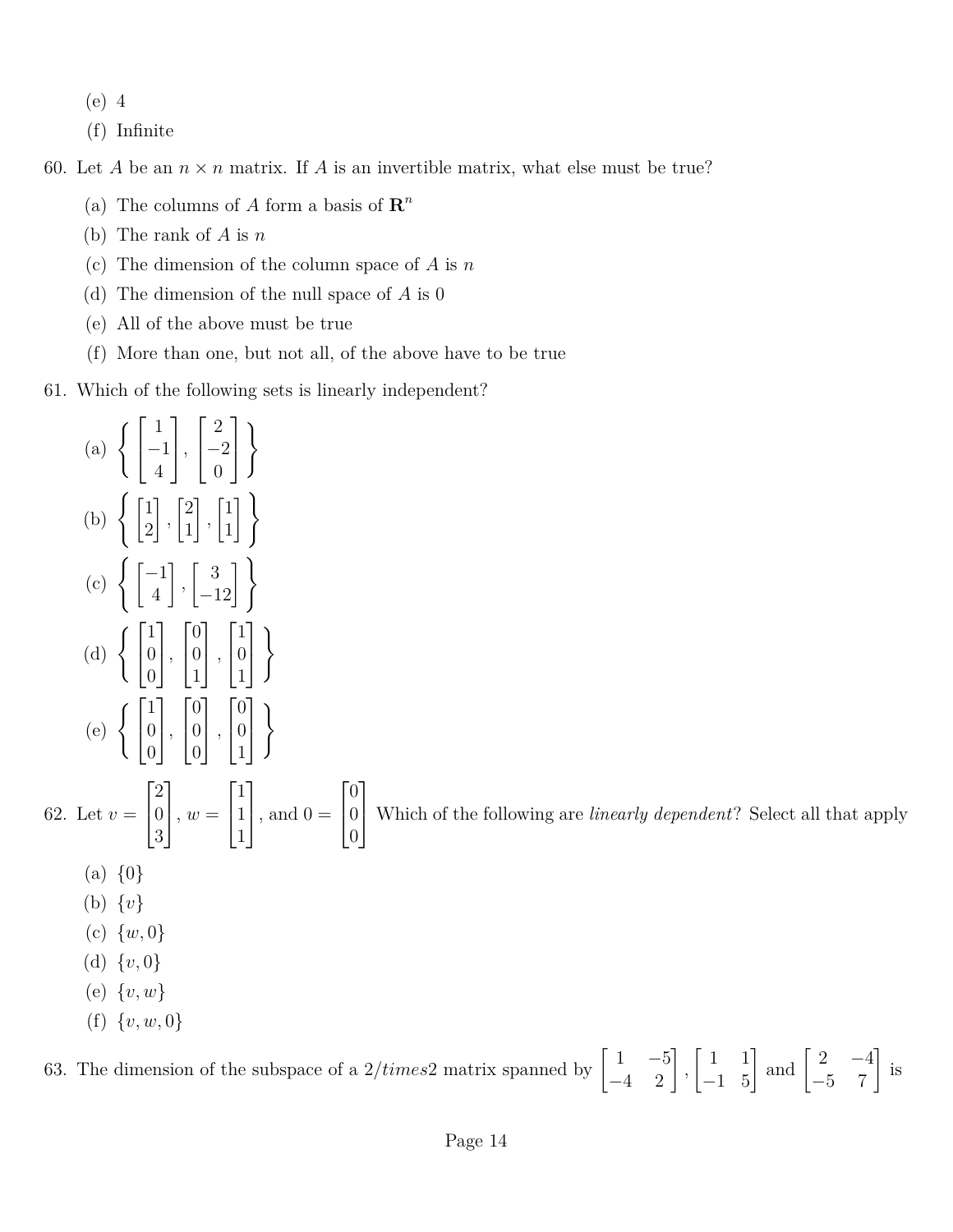(e) 4

(f) Infinite

60. Let $A$ be an $n \times n$ matrix. If $A$ is an invertible matrix, what else must be true?

    (a) The columns of $A$ form a basis of $\mathbf{R}^n$

    (b) The rank of $A$ is $n$

    (c) The dimension of the column space of $A$ is $n$

    (d) The dimension of the null space of $A$ is 0

    (e) All of the above must be true

    (f) More than one, but not all, of the above have to be true

61. Which of the following sets is linearly independent?

    (a) $\left\{ \begin{bmatrix} 1 \\ -1 \\ 4 \end{bmatrix}, \begin{bmatrix} 2 \\ -2 \\ 0 \end{bmatrix} \right\}$

    (b) $\left\{ \begin{bmatrix} 1 \\ 2 \end{bmatrix}, \begin{bmatrix} 2 \\ 1 \end{bmatrix}, \begin{bmatrix} 1 \\ 1 \end{bmatrix} \right\}$

    (c) $\left\{ \begin{bmatrix} -1 \\ 4 \end{bmatrix}, \begin{bmatrix} 3 \\ -12 \end{bmatrix} \right\}$

    (d) $\left\{ \begin{bmatrix} 1 \\ 0 \\ 0 \end{bmatrix}, \begin{bmatrix} 0 \\ 0 \\ 1 \end{bmatrix}, \begin{bmatrix} 1 \\ 0 \\ 1 \end{bmatrix} \right\}$

    (e) $\left\{ \begin{bmatrix} 1 \\ 0 \\ 0 \end{bmatrix}, \begin{bmatrix} 0 \\ 0 \\ 0 \end{bmatrix}, \begin{bmatrix} 0 \\ 0 \\ 1 \end{bmatrix} \right\}$

62. Let $v = \begin{bmatrix} 2 \\ 0 \\ 3 \end{bmatrix}$, $w = \begin{bmatrix} 1 \\ 1 \\ 1 \end{bmatrix}$, and $0 = \begin{bmatrix} 0 \\ 0 \\ 0 \end{bmatrix}$ Which of the following are *linearly dependent*? Select all that apply

    (a) $\{0\}$

    (b) $\{v\}$

    (c) $\{w, 0\}$

    (d) $\{v, 0\}$

    (e) $\{v, w\}$

    (f) $\{v, w, 0\}$

63. The dimension of the subspace of a $2/times2$ matrix spanned by $\begin{bmatrix} 1 & -5 \\ -4 & 2 \end{bmatrix}$, $\begin{bmatrix} 1 & 1 \\ -1 & 5 \end{bmatrix}$ and $\begin{bmatrix} 2 & -4 \\ -5 & 7 \end{bmatrix}$ is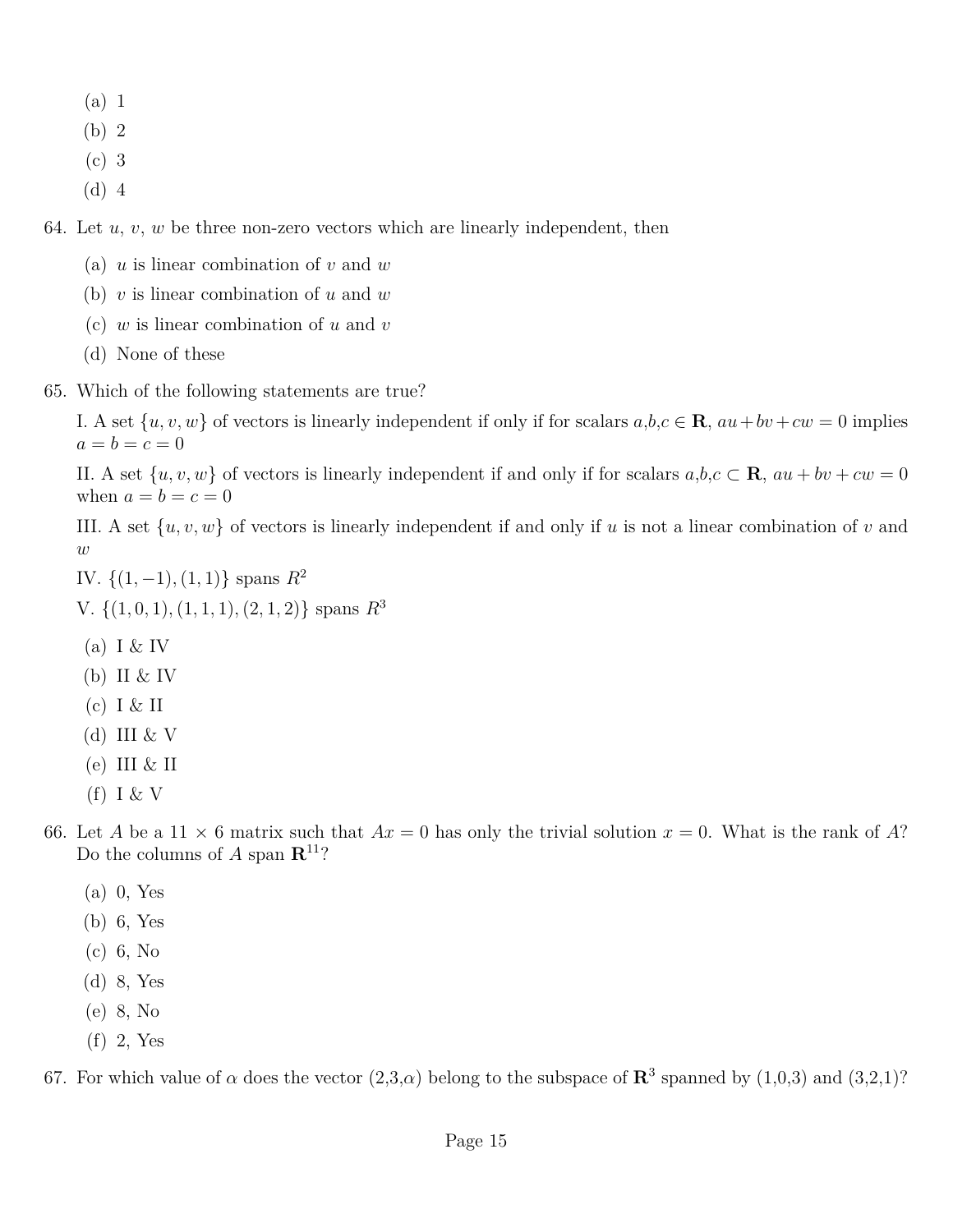(a) 1

(b) 2

(c) 3

(d) 4

64. Let $u$, $v$, $w$ be three non-zero vectors which are linearly independent, then

 (a) $u$ is linear combination of $v$ and $w$

 (b) $v$ is linear combination of $u$ and $w$

 (c) $w$ is linear combination of $u$ and $v$

 (d) None of these

65. Which of the following statements are true?

 I. A set $\{u, v, w\}$ of vectors is linearly independent if only if for scalars $a$,$b$,$c \in \mathbf{R}$, $au + bv + cw = 0$ implies $a = b = c = 0$

 II. A set $\{u, v, w\}$ of vectors is linearly independent if and only if for scalars $a$,$b$,$c \subset \mathbf{R}$, $au + bv + cw = 0$ when $a = b = c = 0$

 III. A set $\{u, v, w\}$ of vectors is linearly independent if and only if $u$ is not a linear combination of $v$ and $w$

 IV. $\{(1, -1), (1, 1)\}$ spans $R^2$

 V. $\{(1, 0, 1), (1, 1, 1), (2, 1, 2)\}$ spans $R^3$

 (a) I & IV

 (b) II & IV

 (c) I & II

 (d) III & V

 (e) III & II

 (f) I & V

66. Let $A$ be a $11 \times 6$ matrix such that $Ax = 0$ has only the trivial solution $x = 0$. What is the rank of $A$? Do the columns of $A$ span $\mathbf{R}^{11}$?

 (a) 0, Yes

 (b) 6, Yes

 (c) 6, No

 (d) 8, Yes

 (e) 8, No

 (f) 2, Yes

67. For which value of $\alpha$ does the vector (2,3,$\alpha$) belong to the subspace of $\mathbf{R}^3$ spanned by (1,0,3) and (3,2,1)?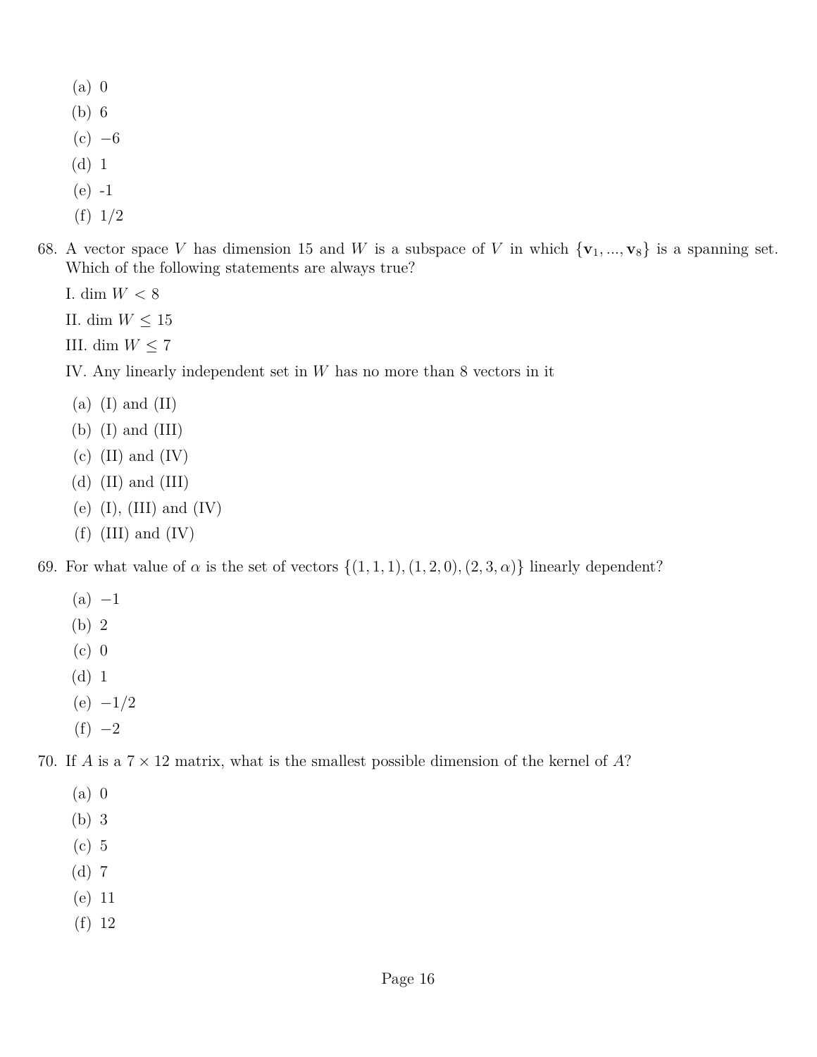(a) 0
(b) 6
(c) $-6$
(d) 1
(e) -1
(f) 1/2

68. A vector space $V$ has dimension 15 and $W$ is a subspace of $V$ in which $\{\mathbf{v}_1, ..., \mathbf{v}_8\}$ is a spanning set. Which of the following statements are always true?

I. dim $W < 8$

II. dim $W \leq 15$

III. dim $W \leq 7$

IV. Any linearly independent set in $W$ has no more than 8 vectors in it

(a) (I) and (II)
(b) (I) and (III)
(c) (II) and (IV)
(d) (II) and (III)
(e) (I), (III) and (IV)
(f) (III) and (IV)

69. For what value of $\alpha$ is the set of vectors $\{(1, 1, 1), (1, 2, 0), (2, 3, \alpha)\}$ linearly dependent?

(a) $-1$
(b) 2
(c) 0
(d) 1
(e) $-1/2$
(f) $-2$

70. If $A$ is a $7 \times 12$ matrix, what is the smallest possible dimension of the kernel of $A$?

(a) 0
(b) 3
(c) 5
(d) 7
(e) 11
(f) 12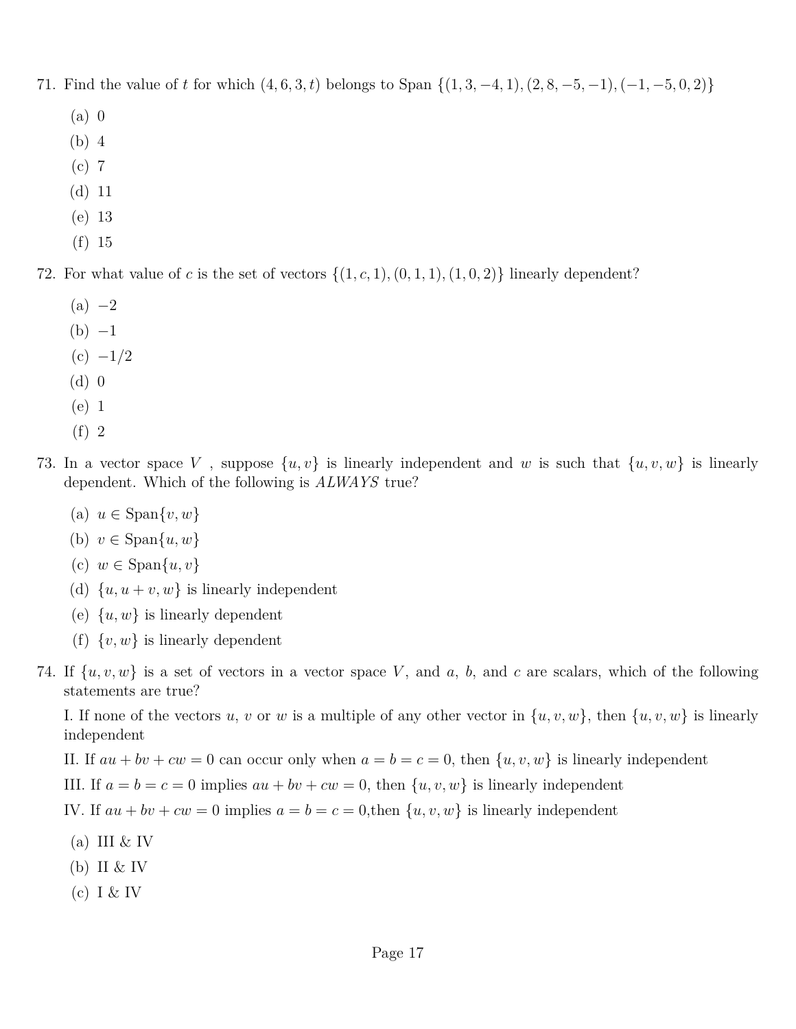71. Find the value of $t$ for which $(4, 6, 3, t)$ belongs to Span $\{(1, 3, -4, 1), (2, 8, -5, -1), (-1, -5, 0, 2)\}$

    (a) 0

    (b) 4

    (c) 7

    (d) 11

    (e) 13

    (f) 15

72. For what value of $c$ is the set of vectors $\{(1, c, 1), (0, 1, 1), (1, 0, 2)\}$ linearly dependent?

    (a) $-2$

    (b) $-1$

    (c) $-1/2$

    (d) 0

    (e) 1

    (f) 2

73. In a vector space $V$ , suppose $\{u, v\}$ is linearly independent and $w$ is such that $\{u, v, w\}$ is linearly dependent. Which of the following is *ALWAYS* true?

    (a) $u \in \text{Span}\{v, w\}$

    (b) $v \in \text{Span}\{u, w\}$

    (c) $w \in \text{Span}\{u, v\}$

    (d) $\{u, u + v, w\}$ is linearly independent

    (e) $\{u, w\}$ is linearly dependent

    (f) $\{v, w\}$ is linearly dependent

74. If $\{u, v, w\}$ is a set of vectors in a vector space $V$, and $a$, $b$, and $c$ are scalars, which of the following statements are true?

    I. If none of the vectors $u$, $v$ or $w$ is a multiple of any other vector in $\{u, v, w\}$, then $\{u, v, w\}$ is linearly independent

    II. If $au + bv + cw = 0$ can occur only when $a = b = c = 0$, then $\{u, v, w\}$ is linearly independent

    III. If $a = b = c = 0$ implies $au + bv + cw = 0$, then $\{u, v, w\}$ is linearly independent

    IV. If $au + bv + cw = 0$ implies $a = b = c = 0$,then $\{u, v, w\}$ is linearly independent

    (a) III & IV

    (b) II & IV

    (c) I & IV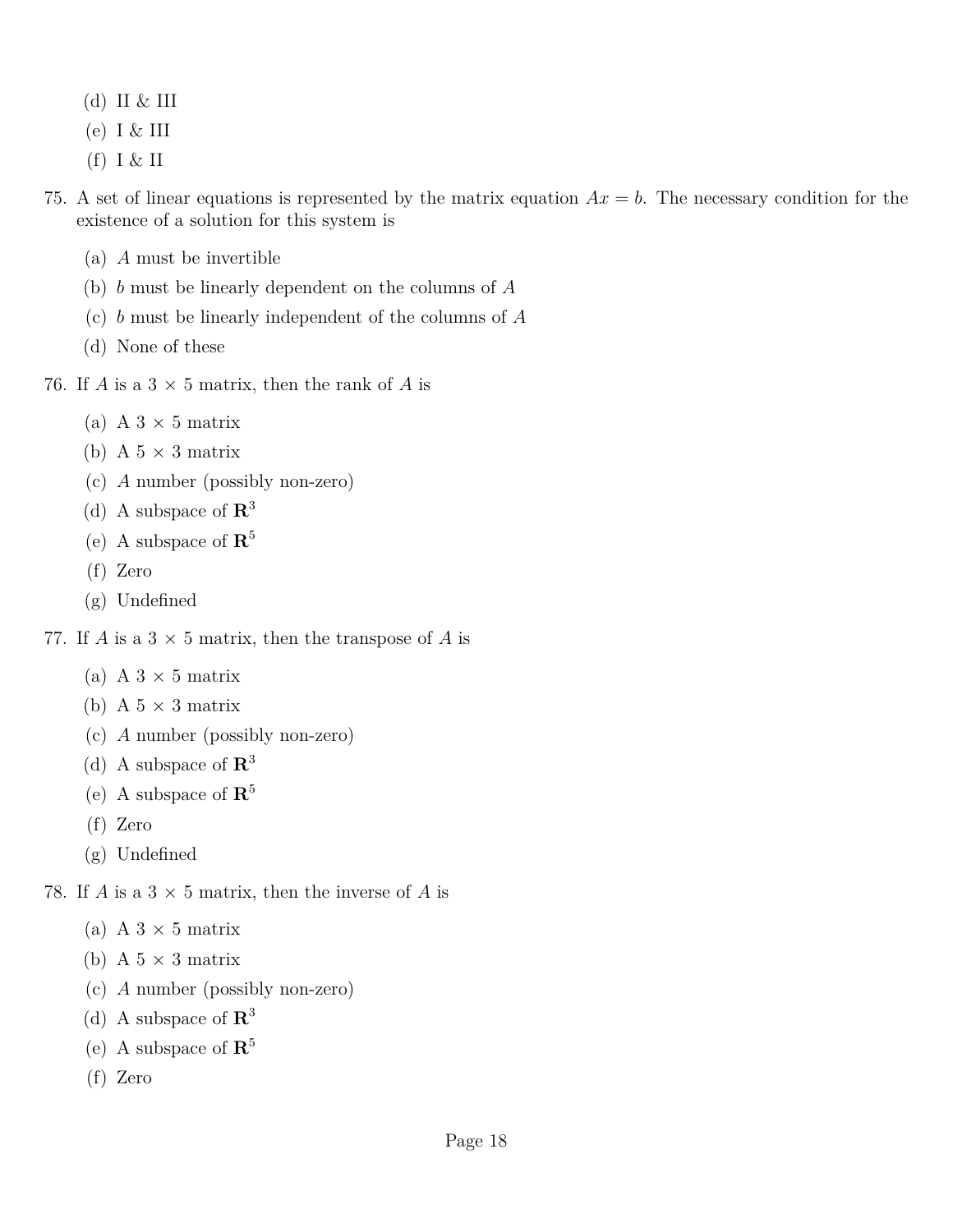(d) II & III

(e) I & III

(f) I & II

75. A set of linear equations is represented by the matrix equation $Ax = b$. The necessary condition for the existence of a solution for this system is

    (a) $A$ must be invertible

    (b) $b$ must be linearly dependent on the columns of $A$

    (c) $b$ must be linearly independent of the columns of $A$

    (d) None of these

76. If $A$ is a $3 \times 5$ matrix, then the rank of $A$ is

    (a) A $3 \times 5$ matrix

    (b) A $5 \times 3$ matrix

    (c) $A$ number (possibly non-zero)

    (d) A subspace of $\mathbf{R}^3$

    (e) A subspace of $\mathbf{R}^5$

    (f) Zero

    (g) Undefined

77. If $A$ is a $3 \times 5$ matrix, then the transpose of $A$ is

    (a) A $3 \times 5$ matrix

    (b) A $5 \times 3$ matrix

    (c) $A$ number (possibly non-zero)

    (d) A subspace of $\mathbf{R}^3$

    (e) A subspace of $\mathbf{R}^5$

    (f) Zero

    (g) Undefined

78. If $A$ is a $3 \times 5$ matrix, then the inverse of $A$ is

    (a) A $3 \times 5$ matrix

    (b) A $5 \times 3$ matrix

    (c) $A$ number (possibly non-zero)

    (d) A subspace of $\mathbf{R}^3$

    (e) A subspace of $\mathbf{R}^5$

    (f) Zero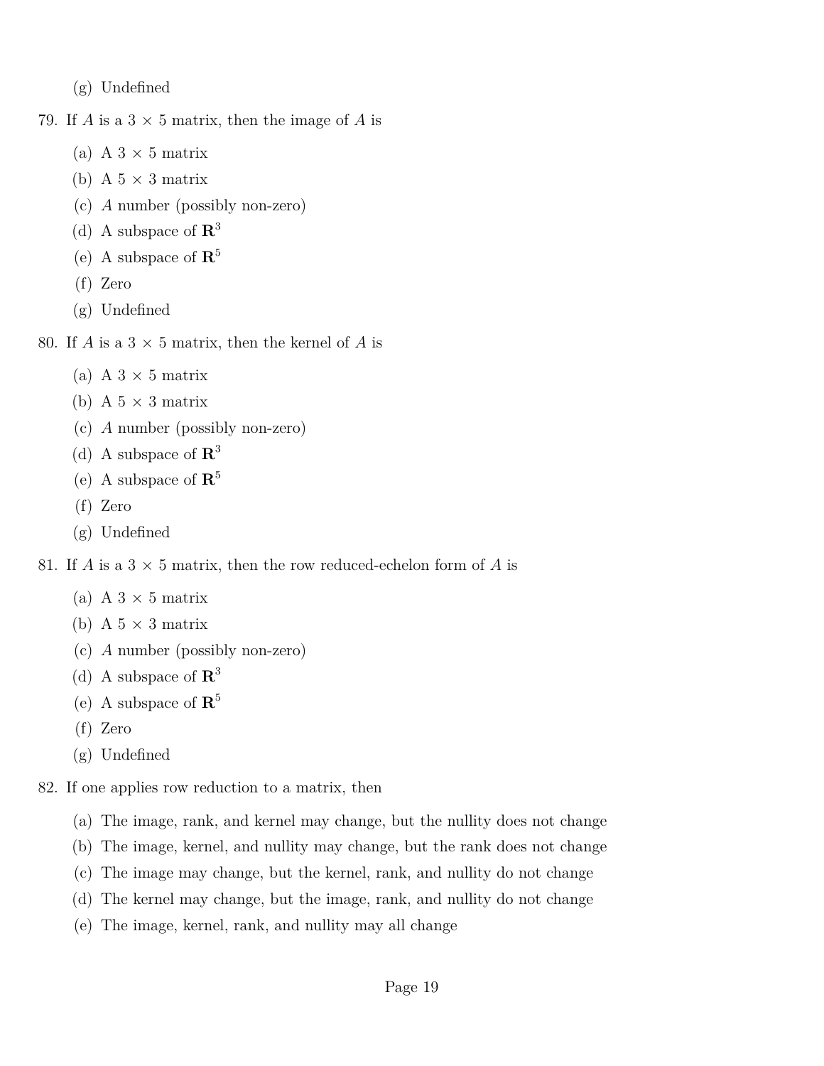(g) Undefined

79. If $A$ is a $3 \times 5$ matrix, then the image of $A$ is

    (a) A $3 \times 5$ matrix
    (b) A $5 \times 3$ matrix
    (c) $A$ number (possibly non-zero)
    (d) A subspace of $\mathbf{R}^3$
    (e) A subspace of $\mathbf{R}^5$
    (f) Zero
    (g) Undefined

80. If $A$ is a $3 \times 5$ matrix, then the kernel of $A$ is

    (a) A $3 \times 5$ matrix
    (b) A $5 \times 3$ matrix
    (c) $A$ number (possibly non-zero)
    (d) A subspace of $\mathbf{R}^3$
    (e) A subspace of $\mathbf{R}^5$
    (f) Zero
    (g) Undefined

81. If $A$ is a $3 \times 5$ matrix, then the row reduced-echelon form of $A$ is

    (a) A $3 \times 5$ matrix
    (b) A $5 \times 3$ matrix
    (c) $A$ number (possibly non-zero)
    (d) A subspace of $\mathbf{R}^3$
    (e) A subspace of $\mathbf{R}^5$
    (f) Zero
    (g) Undefined

82. If one applies row reduction to a matrix, then

    (a) The image, rank, and kernel may change, but the nullity does not change
    (b) The image, kernel, and nullity may change, but the rank does not change
    (c) The image may change, but the kernel, rank, and nullity do not change
    (d) The kernel may change, but the image, rank, and nullity do not change
    (e) The image, kernel, rank, and nullity may all change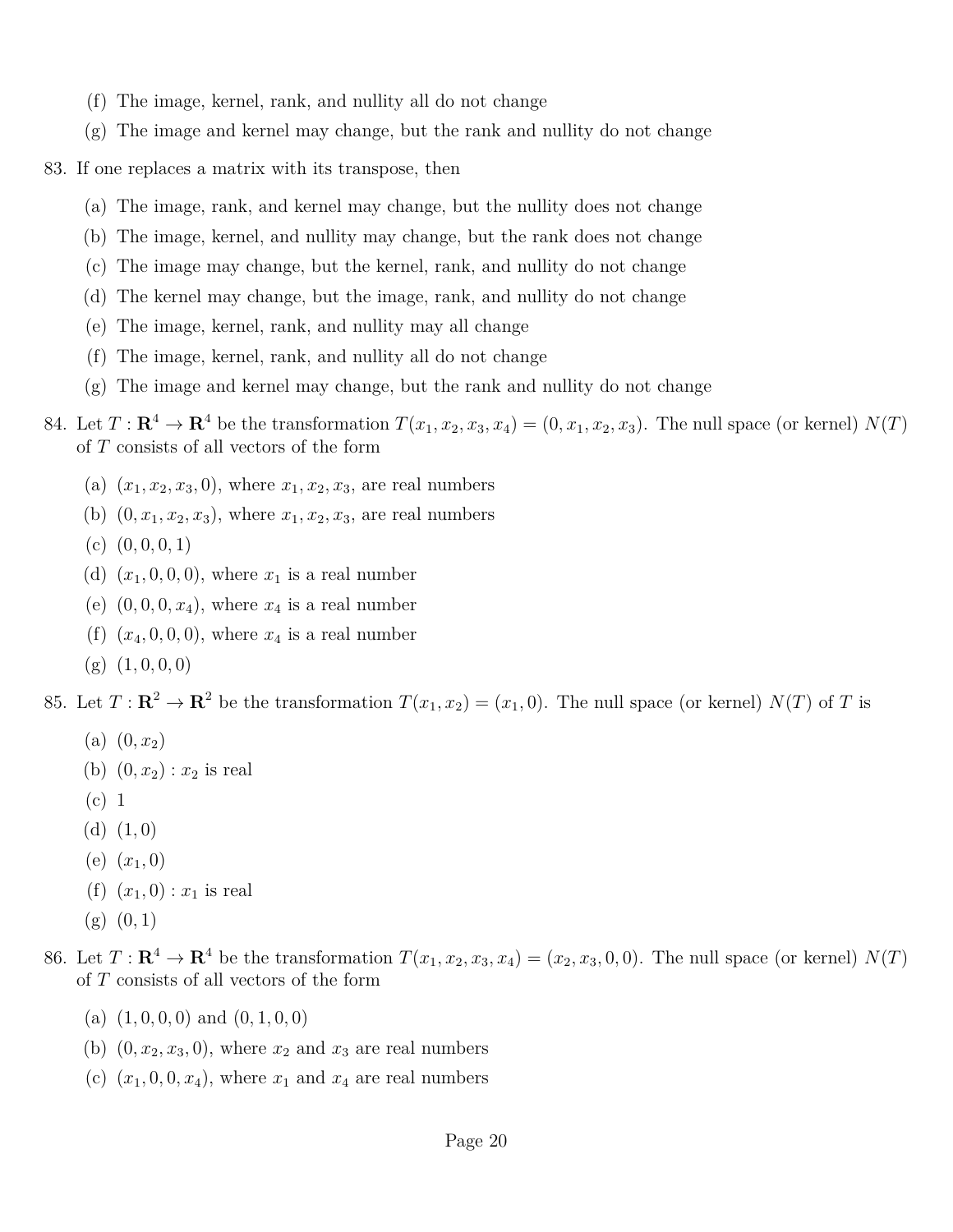(f) The image, kernel, rank, and nullity all do not change

(g) The image and kernel may change, but the rank and nullity do not change

83. If one replaces a matrix with its transpose, then

    (a) The image, rank, and kernel may change, but the nullity does not change

    (b) The image, kernel, and nullity may change, but the rank does not change

    (c) The image may change, but the kernel, rank, and nullity do not change

    (d) The kernel may change, but the image, rank, and nullity do not change

    (e) The image, kernel, rank, and nullity may all change

    (f) The image, kernel, rank, and nullity all do not change

    (g) The image and kernel may change, but the rank and nullity do not change

84. Let $T : \mathbf{R}^4 \to \mathbf{R}^4$ be the transformation $T(x_1, x_2, x_3, x_4) = (0, x_1, x_2, x_3)$. The null space (or kernel) $N(T)$ of $T$ consists of all vectors of the form

    (a) $(x_1, x_2, x_3, 0)$, where $x_1, x_2, x_3$, are real numbers

    (b) $(0, x_1, x_2, x_3)$, where $x_1, x_2, x_3$, are real numbers

    (c) $(0, 0, 0, 1)$

    (d) $(x_1, 0, 0, 0)$, where $x_1$ is a real number

    (e) $(0, 0, 0, x_4)$, where $x_4$ is a real number

    (f) $(x_4, 0, 0, 0)$, where $x_4$ is a real number

    (g) $(1, 0, 0, 0)$

85. Let $T : \mathbf{R}^2 \to \mathbf{R}^2$ be the transformation $T(x_1, x_2) = (x_1, 0)$. The null space (or kernel) $N(T)$ of $T$ is

    (a) $(0, x_2)$

    (b) $(0, x_2) : x_2$ is real

    (c) $1$

    (d) $(1, 0)$

    (e) $(x_1, 0)$

    (f) $(x_1, 0) : x_1$ is real

    (g) $(0, 1)$

86. Let $T : \mathbf{R}^4 \to \mathbf{R}^4$ be the transformation $T(x_1, x_2, x_3, x_4) = (x_2, x_3, 0, 0)$. The null space (or kernel) $N(T)$ of $T$ consists of all vectors of the form

    (a) $(1, 0, 0, 0)$ and $(0, 1, 0, 0)$

    (b) $(0, x_2, x_3, 0)$, where $x_2$ and $x_3$ are real numbers

    (c) $(x_1, 0, 0, x_4)$, where $x_1$ and $x_4$ are real numbers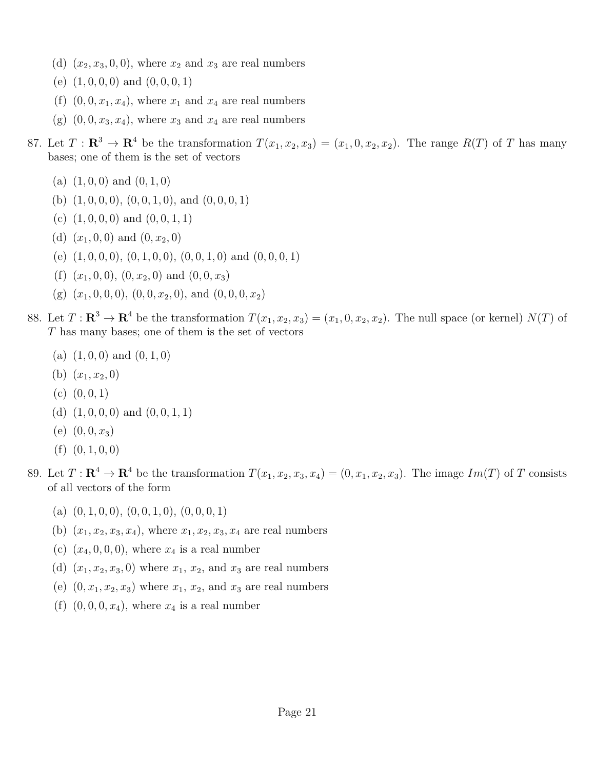(d) $(x_2, x_3, 0, 0)$, where $x_2$ and $x_3$ are real numbers

(e) $(1, 0, 0, 0)$ and $(0, 0, 0, 1)$

(f) $(0, 0, x_1, x_4)$, where $x_1$ and $x_4$ are real numbers

(g) $(0, 0, x_3, x_4)$, where $x_3$ and $x_4$ are real numbers

87. Let $T : \mathbf{R}^3 \to \mathbf{R}^4$ be the transformation $T(x_1, x_2, x_3) = (x_1, 0, x_2, x_2)$. The range $R(T)$ of $T$ has many bases; one of them is the set of vectors

    (a) $(1, 0, 0)$ and $(0, 1, 0)$

    (b) $(1, 0, 0, 0)$, $(0, 0, 1, 0)$, and $(0, 0, 0, 1)$

    (c) $(1, 0, 0, 0)$ and $(0, 0, 1, 1)$

    (d) $(x_1, 0, 0)$ and $(0, x_2, 0)$

    (e) $(1, 0, 0, 0)$, $(0, 1, 0, 0)$, $(0, 0, 1, 0)$ and $(0, 0, 0, 1)$

    (f) $(x_1, 0, 0)$, $(0, x_2, 0)$ and $(0, 0, x_3)$

    (g) $(x_1, 0, 0, 0)$, $(0, 0, x_2, 0)$, and $(0, 0, 0, x_2)$

88. Let $T : \mathbf{R}^3 \to \mathbf{R}^4$ be the transformation $T(x_1, x_2, x_3) = (x_1, 0, x_2, x_2)$. The null space (or kernel) $N(T)$ of $T$ has many bases; one of them is the set of vectors

    (a) $(1, 0, 0)$ and $(0, 1, 0)$

    (b) $(x_1, x_2, 0)$

    (c) $(0, 0, 1)$

    (d) $(1, 0, 0, 0)$ and $(0, 0, 1, 1)$

    (e) $(0, 0, x_3)$

    (f) $(0, 1, 0, 0)$

89. Let $T : \mathbf{R}^4 \to \mathbf{R}^4$ be the transformation $T(x_1, x_2, x_3, x_4) = (0, x_1, x_2, x_3)$. The image $Im(T)$ of $T$ consists of all vectors of the form

    (a) $(0, 1, 0, 0)$, $(0, 0, 1, 0)$, $(0, 0, 0, 1)$

    (b) $(x_1, x_2, x_3, x_4)$, where $x_1, x_2, x_3, x_4$ are real numbers

    (c) $(x_4, 0, 0, 0)$, where $x_4$ is a real number

    (d) $(x_1, x_2, x_3, 0)$ where $x_1$, $x_2$, and $x_3$ are real numbers

    (e) $(0, x_1, x_2, x_3)$ where $x_1$, $x_2$, and $x_3$ are real numbers

    (f) $(0, 0, 0, x_4)$, where $x_4$ is a real number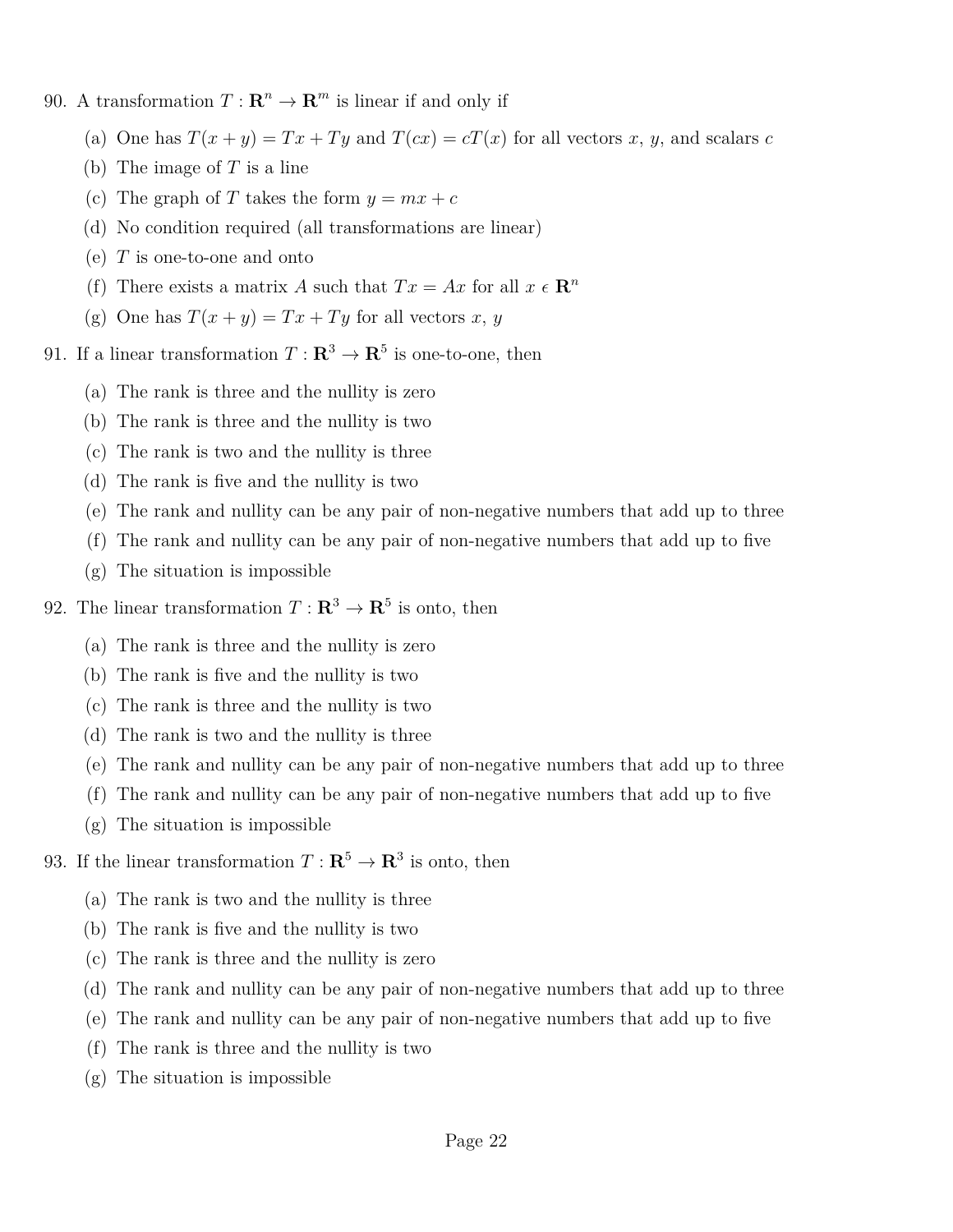90. A transformation $T : \mathbf{R}^n \to \mathbf{R}^m$ is linear if and only if

    (a) One has $T(x + y) = Tx + Ty$ and $T(cx) = cT(x)$ for all vectors $x$, $y$, and scalars $c$
    (b) The image of $T$ is a line
    (c) The graph of $T$ takes the form $y = mx + c$
    (d) No condition required (all transformations are linear)
    (e) $T$ is one-to-one and onto
    (f) There exists a matrix $A$ such that $Tx = Ax$ for all $x \in \mathbf{R}^n$
    (g) One has $T(x + y) = Tx + Ty$ for all vectors $x$, $y$

91. If a linear transformation $T : \mathbf{R}^3 \to \mathbf{R}^5$ is one-to-one, then

    (a) The rank is three and the nullity is zero
    (b) The rank is three and the nullity is two
    (c) The rank is two and the nullity is three
    (d) The rank is five and the nullity is two
    (e) The rank and nullity can be any pair of non-negative numbers that add up to three
    (f) The rank and nullity can be any pair of non-negative numbers that add up to five
    (g) The situation is impossible

92. The linear transformation $T : \mathbf{R}^3 \to \mathbf{R}^5$ is onto, then

    (a) The rank is three and the nullity is zero
    (b) The rank is five and the nullity is two
    (c) The rank is three and the nullity is two
    (d) The rank is two and the nullity is three
    (e) The rank and nullity can be any pair of non-negative numbers that add up to three
    (f) The rank and nullity can be any pair of non-negative numbers that add up to five
    (g) The situation is impossible

93. If the linear transformation $T : \mathbf{R}^5 \to \mathbf{R}^3$ is onto, then

    (a) The rank is two and the nullity is three
    (b) The rank is five and the nullity is two
    (c) The rank is three and the nullity is zero
    (d) The rank and nullity can be any pair of non-negative numbers that add up to three
    (e) The rank and nullity can be any pair of non-negative numbers that add up to five
    (f) The rank is three and the nullity is two
    (g) The situation is impossible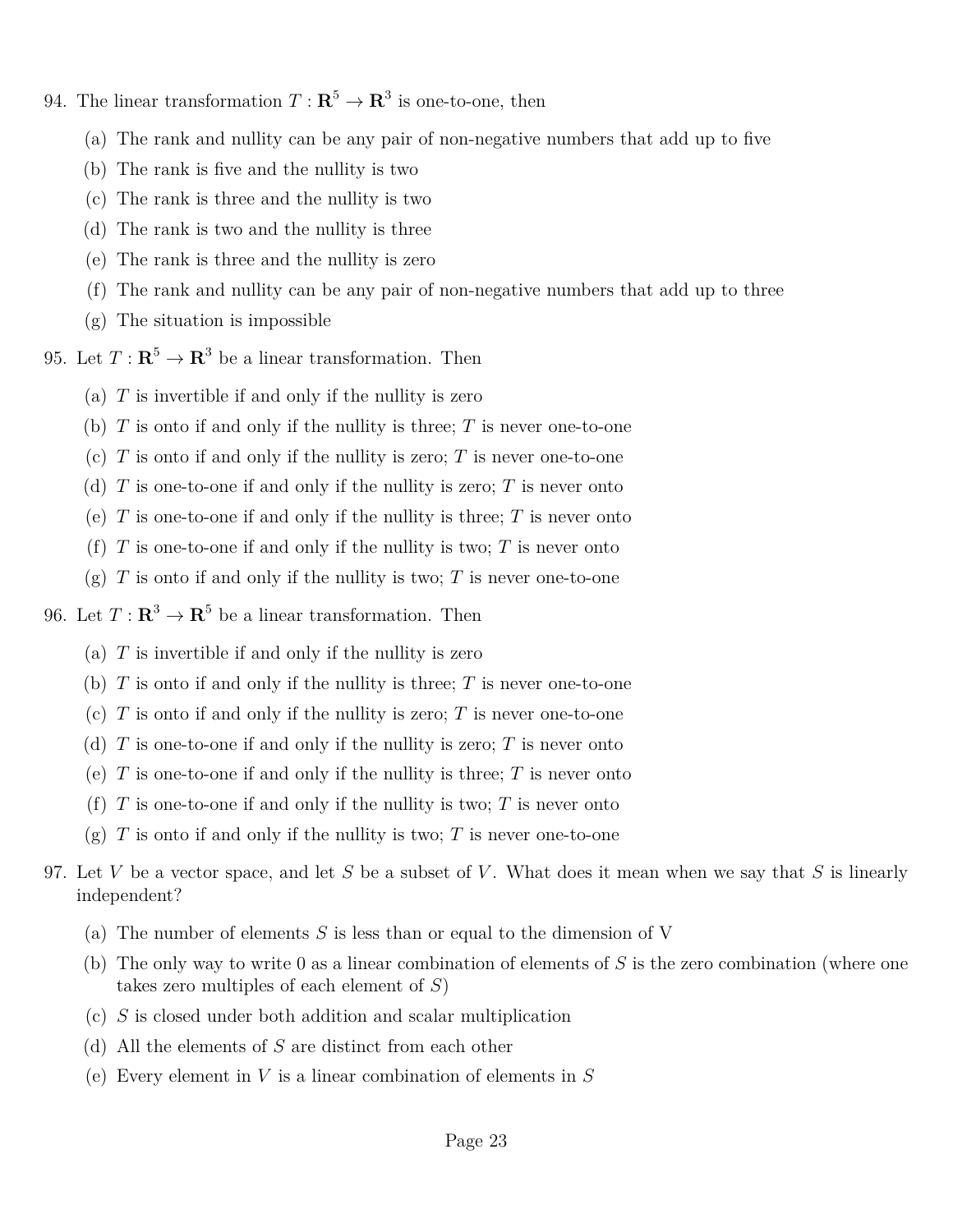94. The linear transformation $T : \mathbf{R}^5 \to \mathbf{R}^3$ is one-to-one, then

    (a) The rank and nullity can be any pair of non-negative numbers that add up to five
    (b) The rank is five and the nullity is two
    (c) The rank is three and the nullity is two
    (d) The rank is two and the nullity is three
    (e) The rank is three and the nullity is zero
    (f) The rank and nullity can be any pair of non-negative numbers that add up to three
    (g) The situation is impossible

95. Let $T : \mathbf{R}^5 \to \mathbf{R}^3$ be a linear transformation. Then

    (a) $T$ is invertible if and only if the nullity is zero
    (b) $T$ is onto if and only if the nullity is three; $T$ is never one-to-one
    (c) $T$ is onto if and only if the nullity is zero; $T$ is never one-to-one
    (d) $T$ is one-to-one if and only if the nullity is zero; $T$ is never onto
    (e) $T$ is one-to-one if and only if the nullity is three; $T$ is never onto
    (f) $T$ is one-to-one if and only if the nullity is two; $T$ is never onto
    (g) $T$ is onto if and only if the nullity is two; $T$ is never one-to-one

96. Let $T : \mathbf{R}^3 \to \mathbf{R}^5$ be a linear transformation. Then

    (a) $T$ is invertible if and only if the nullity is zero
    (b) $T$ is onto if and only if the nullity is three; $T$ is never one-to-one
    (c) $T$ is onto if and only if the nullity is zero; $T$ is never one-to-one
    (d) $T$ is one-to-one if and only if the nullity is zero; $T$ is never onto
    (e) $T$ is one-to-one if and only if the nullity is three; $T$ is never onto
    (f) $T$ is one-to-one if and only if the nullity is two; $T$ is never onto
    (g) $T$ is onto if and only if the nullity is two; $T$ is never one-to-one

97. Let $V$ be a vector space, and let $S$ be a subset of $V$. What does it mean when we say that $S$ is linearly independent?

    (a) The number of elements $S$ is less than or equal to the dimension of V
    (b) The only way to write 0 as a linear combination of elements of $S$ is the zero combination (where one takes zero multiples of each element of $S$)
    (c) $S$ is closed under both addition and scalar multiplication
    (d) All the elements of $S$ are distinct from each other
    (e) Every element in $V$ is a linear combination of elements in $S$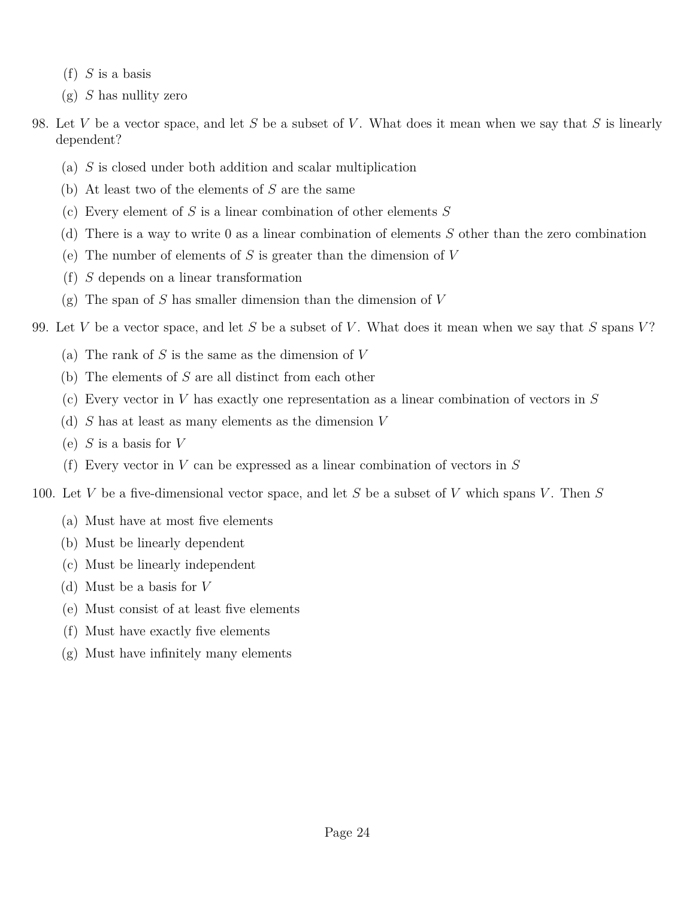(f) $S$ is a basis

(g) $S$ has nullity zero

98. Let $V$ be a vector space, and let $S$ be a subset of $V$. What does it mean when we say that $S$ is linearly dependent?

 (a) $S$ is closed under both addition and scalar multiplication

 (b) At least two of the elements of $S$ are the same

 (c) Every element of $S$ is a linear combination of other elements $S$

 (d) There is a way to write 0 as a linear combination of elements $S$ other than the zero combination

 (e) The number of elements of $S$ is greater than the dimension of $V$

 (f) $S$ depends on a linear transformation

 (g) The span of $S$ has smaller dimension than the dimension of $V$

99. Let $V$ be a vector space, and let $S$ be a subset of $V$. What does it mean when we say that $S$ spans $V$?

 (a) The rank of $S$ is the same as the dimension of $V$

 (b) The elements of $S$ are all distinct from each other

 (c) Every vector in $V$ has exactly one representation as a linear combination of vectors in $S$

 (d) $S$ has at least as many elements as the dimension $V$

 (e) $S$ is a basis for $V$

 (f) Every vector in $V$ can be expressed as a linear combination of vectors in $S$

100. Let $V$ be a five-dimensional vector space, and let $S$ be a subset of $V$ which spans $V$. Then $S$

 (a) Must have at most five elements

 (b) Must be linearly dependent

 (c) Must be linearly independent

 (d) Must be a basis for $V$

 (e) Must consist of at least five elements

 (f) Must have exactly five elements

 (g) Must have infinitely many elements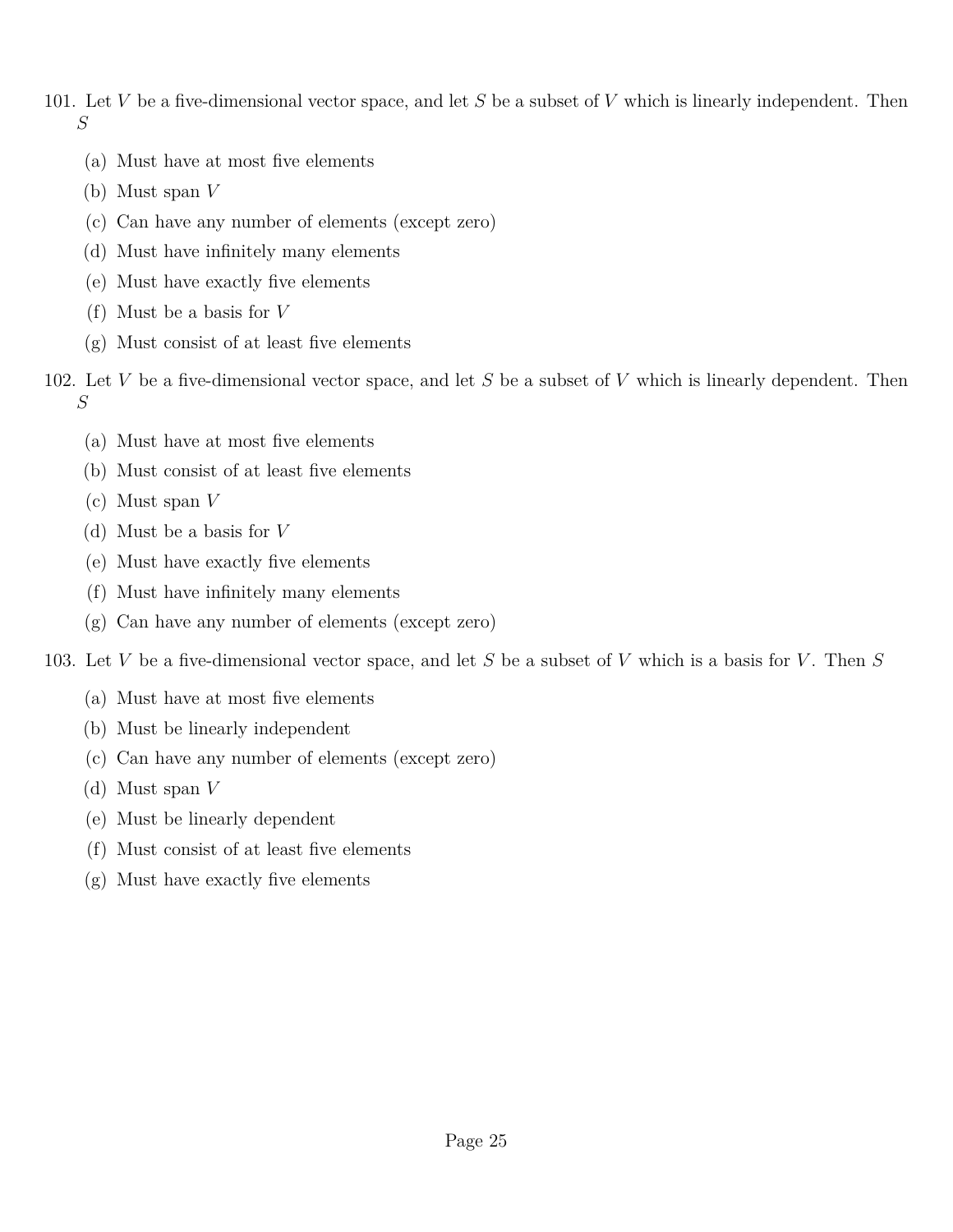101. Let $V$ be a five-dimensional vector space, and let $S$ be a subset of $V$ which is linearly independent. Then $S$

   (a) Must have at most five elements
   (b) Must span $V$
   (c) Can have any number of elements (except zero)
   (d) Must have infinitely many elements
   (e) Must have exactly five elements
   (f) Must be a basis for $V$
   (g) Must consist of at least five elements

102. Let $V$ be a five-dimensional vector space, and let $S$ be a subset of $V$ which is linearly dependent. Then $S$

   (a) Must have at most five elements
   (b) Must consist of at least five elements
   (c) Must span $V$
   (d) Must be a basis for $V$
   (e) Must have exactly five elements
   (f) Must have infinitely many elements
   (g) Can have any number of elements (except zero)

103. Let $V$ be a five-dimensional vector space, and let $S$ be a subset of $V$ which is a basis for $V$. Then $S$

   (a) Must have at most five elements
   (b) Must be linearly independent
   (c) Can have any number of elements (except zero)
   (d) Must span $V$
   (e) Must be linearly dependent
   (f) Must consist of at least five elements
   (g) Must have exactly five elements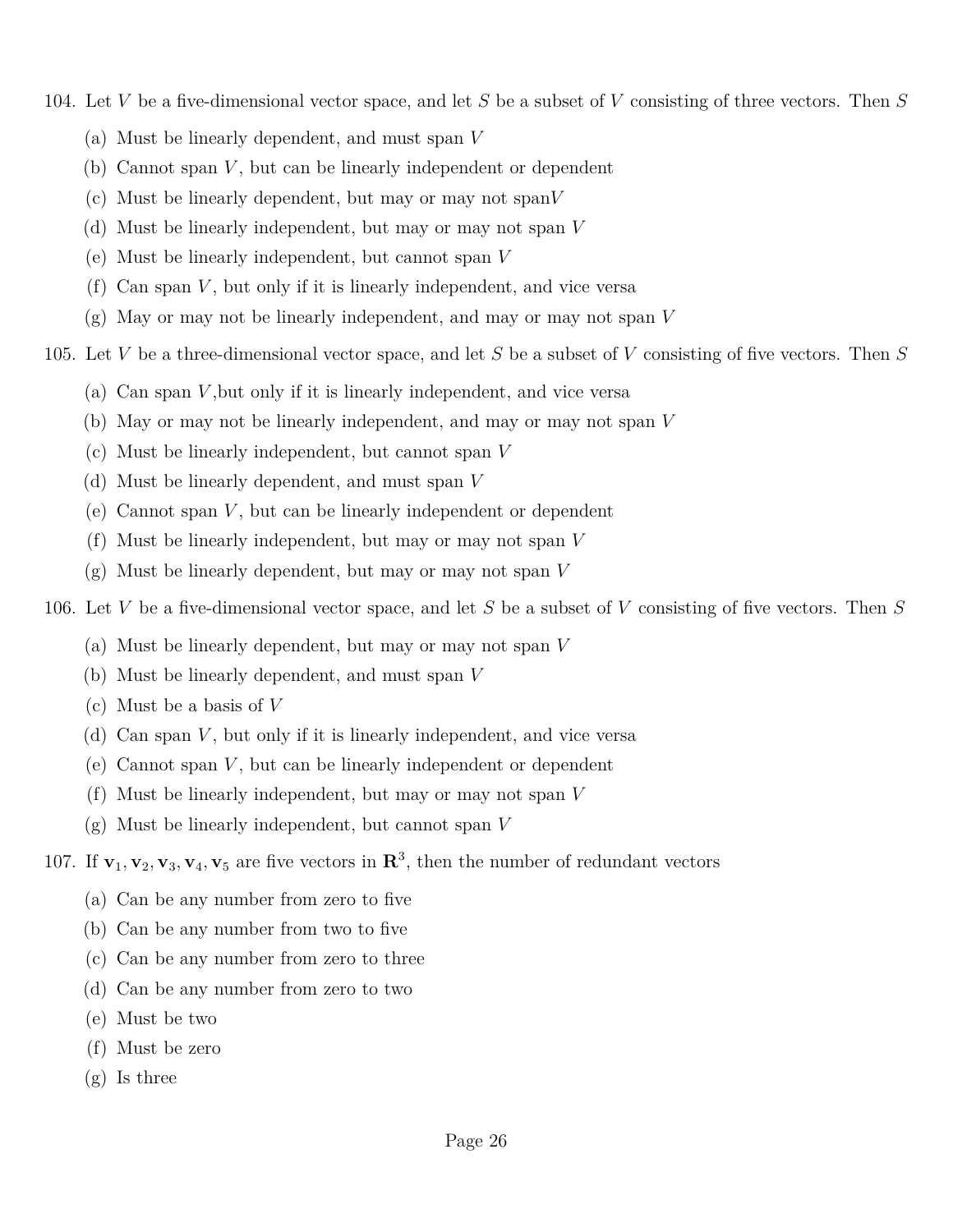104. Let $V$ be a five-dimensional vector space, and let $S$ be a subset of $V$ consisting of three vectors. Then $S$

    (a) Must be linearly dependent, and must span $V$
    (b) Cannot span $V$, but can be linearly independent or dependent
    (c) Must be linearly dependent, but may or may not span$V$
    (d) Must be linearly independent, but may or may not span $V$
    (e) Must be linearly independent, but cannot span $V$
    (f) Can span $V$, but only if it is linearly independent, and vice versa
    (g) May or may not be linearly independent, and may or may not span $V$

105. Let $V$ be a three-dimensional vector space, and let $S$ be a subset of $V$ consisting of five vectors. Then $S$

    (a) Can span $V$,but only if it is linearly independent, and vice versa
    (b) May or may not be linearly independent, and may or may not span $V$
    (c) Must be linearly independent, but cannot span $V$
    (d) Must be linearly dependent, and must span $V$
    (e) Cannot span $V$, but can be linearly independent or dependent
    (f) Must be linearly independent, but may or may not span $V$
    (g) Must be linearly dependent, but may or may not span $V$

106. Let $V$ be a five-dimensional vector space, and let $S$ be a subset of $V$ consisting of five vectors. Then $S$

    (a) Must be linearly dependent, but may or may not span $V$
    (b) Must be linearly dependent, and must span $V$
    (c) Must be a basis of $V$
    (d) Can span $V$, but only if it is linearly independent, and vice versa
    (e) Cannot span $V$, but can be linearly independent or dependent
    (f) Must be linearly independent, but may or may not span $V$
    (g) Must be linearly independent, but cannot span $V$

107. If $\mathbf{v}_1, \mathbf{v}_2, \mathbf{v}_3, \mathbf{v}_4, \mathbf{v}_5$ are five vectors in $\mathbf{R}^3$, then the number of redundant vectors

    (a) Can be any number from zero to five
    (b) Can be any number from two to five
    (c) Can be any number from zero to three
    (d) Can be any number from zero to two
    (e) Must be two
    (f) Must be zero
    (g) Is three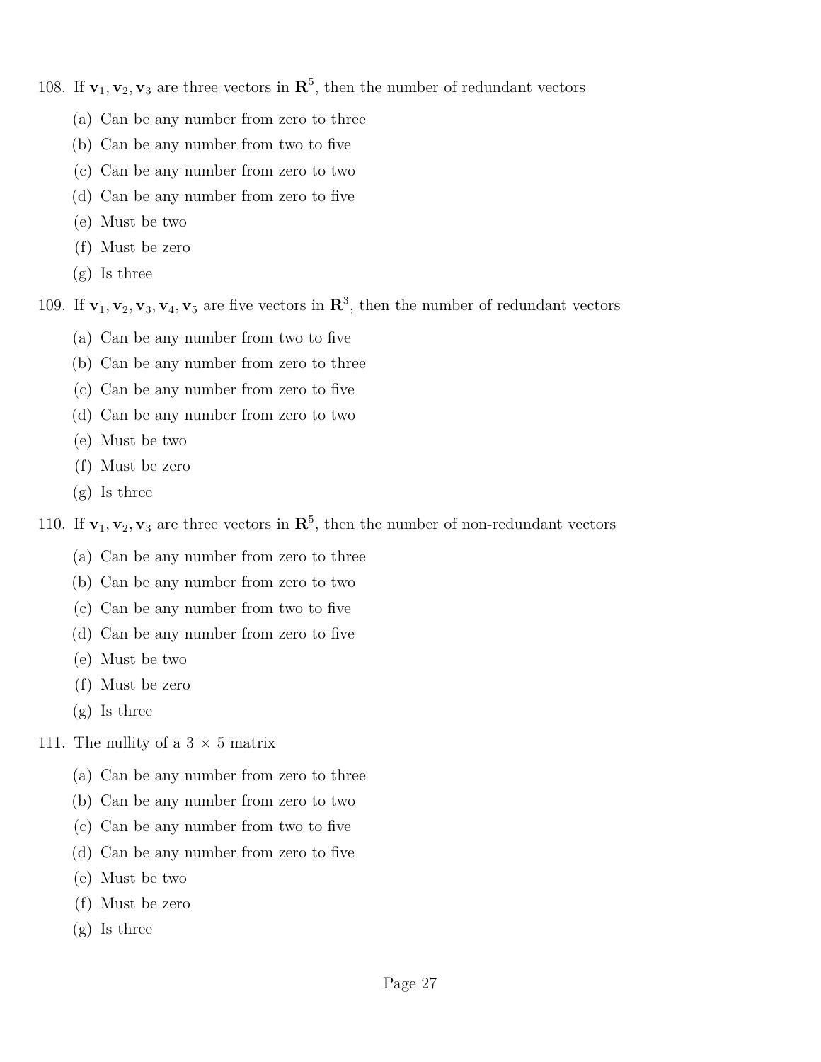108. If $\mathbf{v}_1, \mathbf{v}_2, \mathbf{v}_3$ are three vectors in $\mathbf{R}^5$, then the number of redundant vectors

    (a) Can be any number from zero to three
    (b) Can be any number from two to five
    (c) Can be any number from zero to two
    (d) Can be any number from zero to five
    (e) Must be two
    (f) Must be zero
    (g) Is three

109. If $\mathbf{v}_1, \mathbf{v}_2, \mathbf{v}_3, \mathbf{v}_4, \mathbf{v}_5$ are five vectors in $\mathbf{R}^3$, then the number of redundant vectors

    (a) Can be any number from two to five
    (b) Can be any number from zero to three
    (c) Can be any number from zero to five
    (d) Can be any number from zero to two
    (e) Must be two
    (f) Must be zero
    (g) Is three

110. If $\mathbf{v}_1, \mathbf{v}_2, \mathbf{v}_3$ are three vectors in $\mathbf{R}^5$, then the number of non-redundant vectors

    (a) Can be any number from zero to three
    (b) Can be any number from zero to two
    (c) Can be any number from two to five
    (d) Can be any number from zero to five
    (e) Must be two
    (f) Must be zero
    (g) Is three

111. The nullity of a $3 \times 5$ matrix

    (a) Can be any number from zero to three
    (b) Can be any number from zero to two
    (c) Can be any number from two to five
    (d) Can be any number from zero to five
    (e) Must be two
    (f) Must be zero
    (g) Is three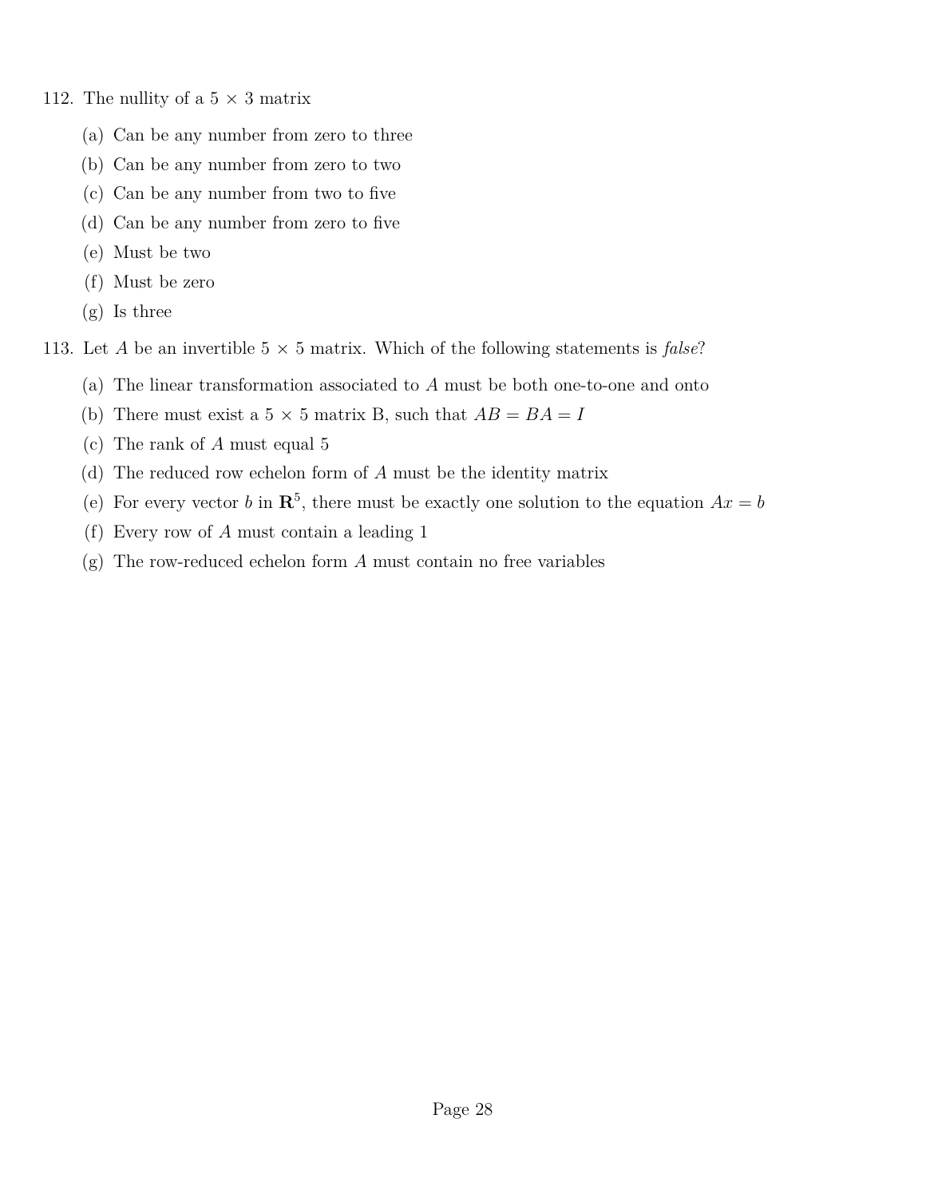112. The nullity of a $5 \times 3$ matrix

 (a) Can be any number from zero to three
 (b) Can be any number from zero to two
 (c) Can be any number from two to five
 (d) Can be any number from zero to five
 (e) Must be two
 (f) Must be zero
 (g) Is three

113. Let $A$ be an invertible $5 \times 5$ matrix. Which of the following statements is *false*?

 (a) The linear transformation associated to $A$ must be both one-to-one and onto
 (b) There must exist a $5 \times 5$ matrix B, such that $AB = BA = I$
 (c) The rank of $A$ must equal 5
 (d) The reduced row echelon form of $A$ must be the identity matrix
 (e) For every vector $b$ in $\mathbf{R}^5$, there must be exactly one solution to the equation $Ax = b$
 (f) Every row of $A$ must contain a leading 1
 (g) The row-reduced echelon form $A$ must contain no free variables